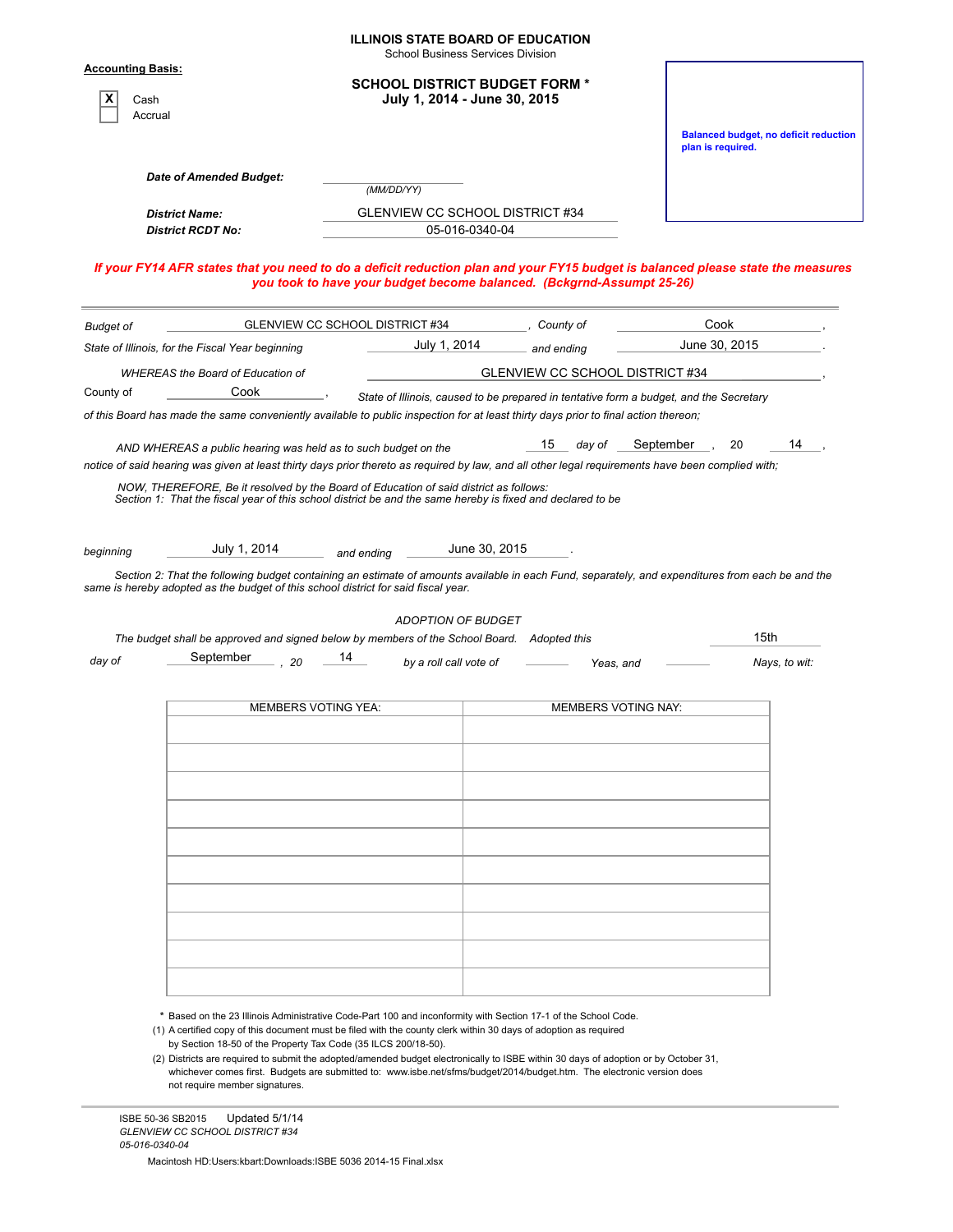# ILLINOIS STATE BOARD OF EDUCATION

School Business Services Division

**Accounting Basis:**

- [X] Cash
- [ ] Accrual

## SCHOOL DISTRICT BUDGET FORM *
## July 1, 2014 - June 30, 2015

**Balanced budget, no deficit reduction plan is required.**

***Date of Amended Budget:*** ______________ *(MM/DD/YY)*

***District Name:*** GLENVIEW CC SCHOOL DISTRICT #34

***District RCDT No:*** 05-016-0340-04

***If your FY14 AFR states that you need to do a deficit reduction plan and your FY15 budget is balanced please state the measures you took to have your budget become balanced. (Bckgrnd-Assumpt 25-26)***

---

*Budget of* GLENVIEW CC SCHOOL DISTRICT #34 , *County of* Cook ,
*State of Illinois, for the Fiscal Year beginning* July 1, 2014 *and ending* June 30, 2015 .

*WHEREAS the Board of Education of* GLENVIEW CC SCHOOL DISTRICT #34 ,
*County of* Cook , *State of Illinois, caused to be prepared in tentative form a budget, and the Secretary of this Board has made the same conveniently available to public inspection for at least thirty days prior to final action thereon;*

*AND WHEREAS a public hearing was held as to such budget on the* 15 *day of* September , 20 14 ,
*notice of said hearing was given at least thirty days prior thereto as required by law, and all other legal requirements have been complied with;*

*NOW, THEREFORE, Be it resolved by the Board of Education of said district as follows:*
*Section 1: That the fiscal year of this school district be and the same hereby is fixed and declared to be*

*beginning* July 1, 2014 *and ending* June 30, 2015 .

*Section 2: That the following budget containing an estimate of amounts available in each Fund, separately, and expenditures from each be and the same is hereby adopted as the budget of this school district for said fiscal year.*

*ADOPTION OF BUDGET*

*The budget shall be approved and signed below by members of the School Board. Adopted this* 15th *day of* September *, 20* 14 *by a roll call vote of* ______ *Yeas, and* ______ *Nays, to wit:*

| MEMBERS VOTING YEA: | MEMBERS VOTING NAY: |
|---|---|
| | |
| | |
| | |
| | |
| | |
| | |
| | |
| | |
| | |
| | |

\* Based on the 23 Illinois Administrative Code-Part 100 and inconformity with Section 17-1 of the School Code.

(1) A certified copy of this document must be filed with the county clerk within 30 days of adoption as required by Section 18-50 of the Property Tax Code (35 ILCS 200/18-50).

(2) Districts are required to submit the adopted/amended budget electronically to ISBE within 30 days of adoption or by October 31, whichever comes first. Budgets are submitted to: www.isbe.net/sfms/budget/2014/budget.htm. The electronic version does not require member signatures.

---

ISBE 50-36 SB2015 Updated 5/1/14
*GLENVIEW CC SCHOOL DISTRICT #34*
*05-016-0340-04*

Macintosh HD:Users:kbart:Downloads:ISBE 5036 2014-15 Final.xlsx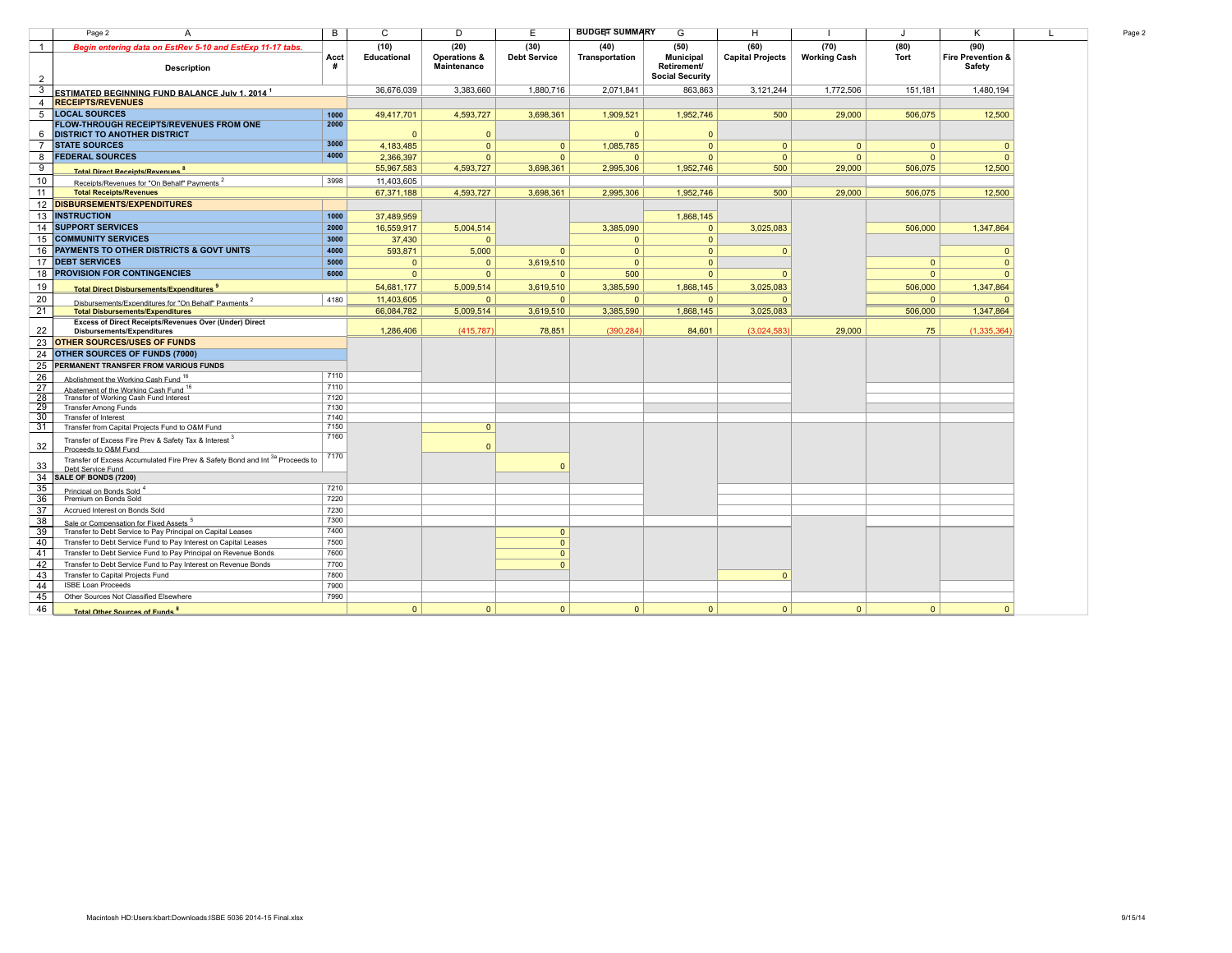## BUDGET SUMMARY

| | A | B | C | D | E | F | G | H | I | J | K |
|---|---|---|---|---|---|---|---|---|---|---|---|
| 1 | *Begin entering data on EstRev 5-10 and EstExp 11-17 tabs.* | | (10) | (20) | (30) | (40) | (50) | (60) | (70) | (80) | (90) |
| 2 | **Description** | **Acct #** | **Educational** | **Operations & Maintenance** | **Debt Service** | **Transportation** | **Municipal Retirement/ Social Security** | **Capital Projects** | **Working Cash** | **Tort** | **Fire Prevention & Safety** |
| 3 | **ESTIMATED BEGINNING FUND BALANCE July 1, 2014** [1] | | 36,676,039 | 3,383,660 | 1,880,716 | 2,071,841 | 863,863 | 3,121,244 | 1,772,506 | 151,181 | 1,480,194 |
| 4 | **RECEIPTS/REVENUES** | | | | | | | | | | |
| 5 | **LOCAL SOURCES** | 1000 | 49,417,701 | 4,593,727 | 3,698,361 | 1,909,521 | 1,952,746 | 500 | 29,000 | 506,075 | 12,500 |
| 6 | **FLOW-THROUGH RECEIPTS/REVENUES FROM ONE DISTRICT TO ANOTHER DISTRICT** | 2000 | 0 | 0 | | 0 | 0 | | | | |
| 7 | **STATE SOURCES** | 3000 | 4,183,485 | 0 | 0 | 1,085,785 | 0 | 0 | 0 | 0 | 0 |
| 8 | **FEDERAL SOURCES** | 4000 | 2,366,397 | 0 | 0 | 0 | 0 | 0 | 0 | 0 | 0 |
| 9 | **Total Direct Receipts/Revenues** [8] | | 55,967,583 | 4,593,727 | 3,698,361 | 2,995,306 | 1,952,746 | 500 | 29,000 | 506,075 | 12,500 |
| 10 | Receipts/Revenues for "On Behalf" Payments [2] | 3998 | 11,403,605 | | | | | | | | |
| 11 | **Total Receipts/Revenues** | | 67,371,188 | 4,593,727 | 3,698,361 | 2,995,306 | 1,952,746 | 500 | 29,000 | 506,075 | 12,500 |
| 12 | **DISBURSEMENTS/EXPENDITURES** | | | | | | | | | | |
| 13 | **INSTRUCTION** | 1000 | 37,489,959 | | | | 1,868,145 | | | | |
| 14 | **SUPPORT SERVICES** | 2000 | 16,559,917 | 5,004,514 | | 3,385,090 | 0 | 3,025,083 | | 506,000 | 1,347,864 |
| 15 | **COMMUNITY SERVICES** | 3000 | 37,430 | 0 | | 0 | 0 | | | | |
| 16 | **PAYMENTS TO OTHER DISTRICTS & GOVT UNITS** | 4000 | 593,871 | 5,000 | 0 | 0 | 0 | 0 | | | 0 |
| 17 | **DEBT SERVICES** | 5000 | 0 | 0 | 3,619,510 | 0 | 0 | | | 0 | 0 |
| 18 | **PROVISION FOR CONTINGENCIES** | 6000 | 0 | 0 | 0 | 500 | 0 | 0 | | 0 | 0 |
| 19 | **Total Direct Disbursements/Expenditures** [9] | | 54,681,177 | 5,009,514 | 3,619,510 | 3,385,590 | 1,868,145 | 3,025,083 | | 506,000 | 1,347,864 |
| 20 | Disbursements/Expenditures for "On Behalf" Payments [2] | 4180 | 11,403,605 | 0 | 0 | 0 | 0 | 0 | | 0 | 0 |
| 21 | **Total Disbursements/Expenditures** | | 66,084,782 | 5,009,514 | 3,619,510 | 3,385,590 | 1,868,145 | 3,025,083 | | 506,000 | 1,347,864 |
| 22 | **Excess of Direct Receipts/Revenues Over (Under) Direct Disbursements/Expenditures** | | 1,286,406 | (415,787) | 78,851 | (390,284) | 84,601 | (3,024,583) | 29,000 | 75 | (1,335,364) |
| 23 | **OTHER SOURCES/USES OF FUNDS** | | | | | | | | | | |
| 24 | **OTHER SOURCES OF FUNDS (7000)** | | | | | | | | | | |
| 25 | **PERMANENT TRANSFER FROM VARIOUS FUNDS** | | | | | | | | | | |
| 26 | Abolishment the Working Cash Fund [16] | 7110 | | | | | | | | | |
| 27 | Abatement of the Working Cash Fund [16] | 7110 | | | | | | | | | |
| 28 | Transfer of Working Cash Fund Interest | 7120 | | | | | | | | | |
| 29 | Transfer Among Funds | 7130 | | | | | | | | | |
| 30 | Transfer of Interest | 7140 | | | | | | | | | |
| 31 | Transfer from Capital Projects Fund to O&M Fund | 7150 | | 0 | | | | | | | |
| 32 | Transfer of Excess Fire Prev & Safety Tax & Interest [3] Proceeds to O&M Fund | 7160 | | 0 | | | | | | | |
| 33 | Transfer of Excess Accumulated Fire Prev & Safety Bond and Int [3a] Proceeds to Debt Service Fund | 7170 | | | 0 | | | | | | |
| 34 | **SALE OF BONDS (7200)** | | | | | | | | | | |
| 35 | Principal on Bonds Sold [4] | 7210 | | | | | | | | | |
| 36 | Premium on Bonds Sold | 7220 | | | | | | | | | |
| 37 | Accrued Interest on Bonds Sold | 7230 | | | | | | | | | |
| 38 | Sale or Compensation for Fixed Assets [5] | 7300 | | | | | | | | | |
| 39 | Transfer to Debt Service to Pay Principal on Capital Leases | 7400 | | | 0 | | | | | | |
| 40 | Transfer to Debt Service Fund to Pay Interest on Capital Leases | 7500 | | | 0 | | | | | | |
| 41 | Transfer to Debt Service Fund to Pay Principal on Revenue Bonds | 7600 | | | 0 | | | | | | |
| 42 | Transfer to Debt Service Fund to Pay Interest on Revenue Bonds | 7700 | | | 0 | | | | | | |
| 43 | Transfer to Capital Projects Fund | 7800 | | | | | | 0 | | | |
| 44 | ISBE Loan Proceeds | 7900 | | | | | | | | | |
| 45 | Other Sources Not Classified Elsewhere | 7990 | | | | | | | | | |
| 46 | **Total Other Sources of Funds** [8] | | 0 | 0 | 0 | 0 | 0 | 0 | 0 | 0 | 0 |

Macintosh HD:Users:kbart:Downloads:ISBE 5036 2014-15 Final.xlsx

9/15/14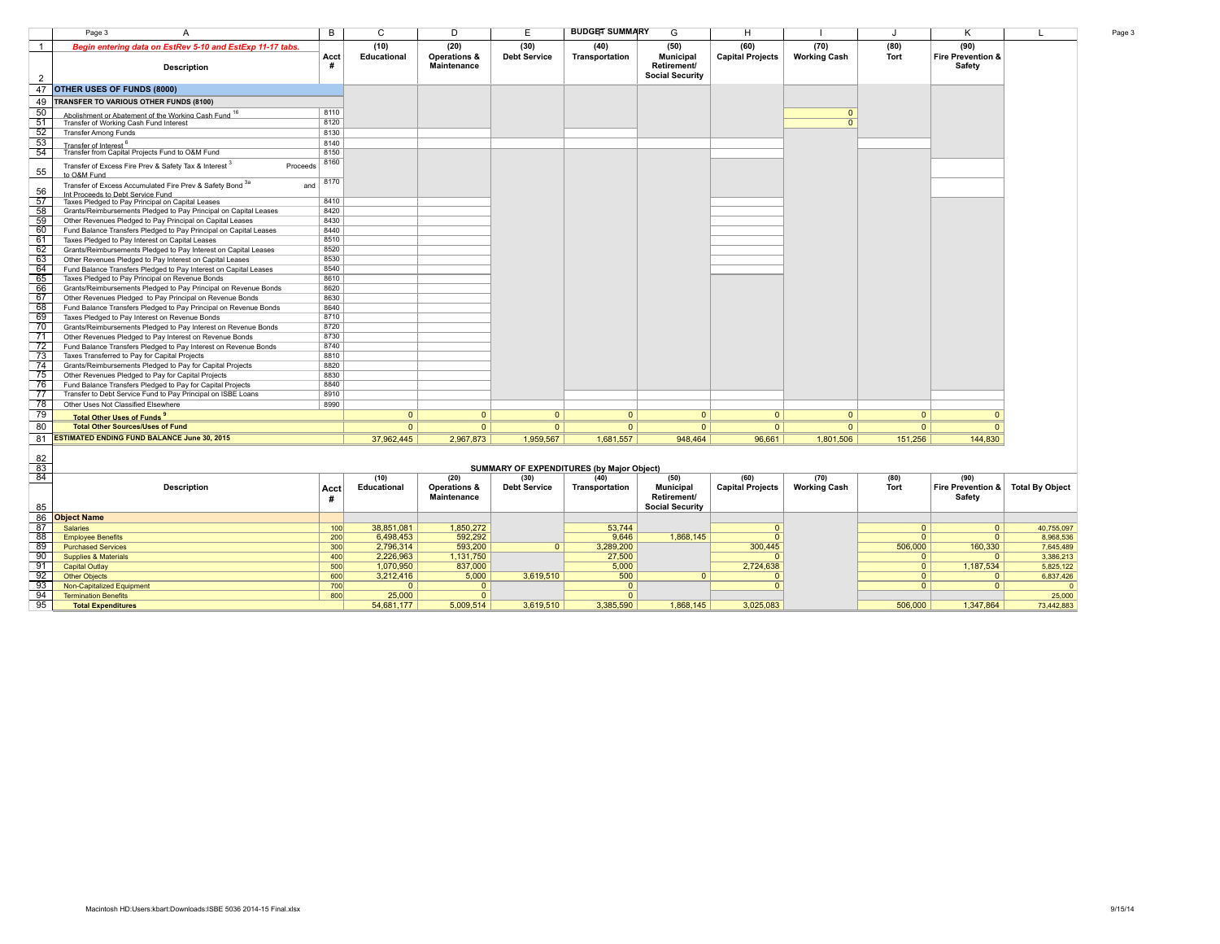## BUDGET SUMMARY

| | A | B | C | D | E | F | G | H | I | J | K |
|---|---|---|---|---|---|---|---|---|---|---|---|
| 1 | *Begin entering data on EstRev 5-10 and EstExp 11-17 tabs.* | | (10) | (20) | (30) | (40) | (50) | (60) | (70) | (80) | (90) |
| 2 | **Description** | **Acct #** | **Educational** | **Operations & Maintenance** | **Debt Service** | **Transportation** | **Municipal Retirement/ Social Security** | **Capital Projects** | **Working Cash** | **Tort** | **Fire Prevention & Safety** |
| 47 | **OTHER USES OF FUNDS (8000)** | | | | | | | | | | |
| 49 | **TRANSFER TO VARIOUS OTHER FUNDS (8100)** | | | | | | | | | | |
| 50 | Abolishment or Abatement of the Working Cash Fund [16] | 8110 | | | | | | | 0 | | |
| 51 | Transfer of Working Cash Fund Interest | 8120 | | | | | | | 0 | | |
| 52 | Transfer Among Funds | 8130 | | | | | | | | | |
| 53 | Transfer of Interest [6] | 8140 | | | | | | | | | |
| 54 | Transfer from Capital Projects Fund to O&M Fund | 8150 | | | | | | | | | |
| 55 | Transfer of Excess Fire Prev & Safety Tax & Interest [3] Proceeds to O&M Fund | 8160 | | | | | | | | | |
| 56 | Transfer of Excess Accumulated Fire Prev & Safety Bond [3a] and Int Proceeds to Debt Service Fund | 8170 | | | | | | | | | |
| 57 | Taxes Pledged to Pay Principal on Capital Leases | 8410 | | | | | | | | | |
| 58 | Grants/Reimbursements Pledged to Pay Principal on Capital Leases | 8420 | | | | | | | | | |
| 59 | Other Revenues Pledged to Pay Principal on Capital Leases | 8430 | | | | | | | | | |
| 60 | Fund Balance Transfers Pledged to Pay Principal on Capital Leases | 8440 | | | | | | | | | |
| 61 | Taxes Pledged to Pay Interest on Capital Leases | 8510 | | | | | | | | | |
| 62 | Grants/Reimbursements Pledged to Pay Interest on Capital Leases | 8520 | | | | | | | | | |
| 63 | Other Revenues Pledged to Pay Interest on Capital Leases | 8530 | | | | | | | | | |
| 64 | Fund Balance Transfers Pledged to Pay Interest on Capital Leases | 8540 | | | | | | | | | |
| 65 | Taxes Pledged to Pay Principal on Revenue Bonds | 8610 | | | | | | | | | |
| 66 | Grants/Reimbursements Pledged to Pay Principal on Revenue Bonds | 8620 | | | | | | | | | |
| 67 | Other Revenues Pledged to Pay Principal on Revenue Bonds | 8630 | | | | | | | | | |
| 68 | Fund Balance Transfers Pledged to Pay Principal on Revenue Bonds | 8640 | | | | | | | | | |
| 69 | Taxes Pledged to Pay Interest on Revenue Bonds | 8710 | | | | | | | | | |
| 70 | Grants/Reimbursements Pledged to Pay Interest on Revenue Bonds | 8720 | | | | | | | | | |
| 71 | Other Revenues Pledged to Pay Interest on Revenue Bonds | 8730 | | | | | | | | | |
| 72 | Fund Balance Transfers Pledged to Pay Interest on Revenue Bonds | 8740 | | | | | | | | | |
| 73 | Taxes Transferred to Pay for Capital Projects | 8810 | | | | | | | | | |
| 74 | Grants/Reimbursements Pledged to Pay for Capital Projects | 8820 | | | | | | | | | |
| 75 | Other Revenues Pledged to Pay for Capital Projects | 8830 | | | | | | | | | |
| 76 | Fund Balance Transfers Pledged to Pay for Capital Projects | 8840 | | | | | | | | | |
| 77 | Transfer to Debt Service Fund to Pay Principal on ISBE Loans | 8910 | | | | | | | | | |
| 78 | Other Uses Not Classified Elsewhere | 8990 | | | | | | | | | |
| 79 | **Total Other Uses of Funds [9]** | | 0 | 0 | 0 | 0 | 0 | 0 | 0 | 0 | 0 |
| 80 | **Total Other Sources/Uses of Fund** | | 0 | 0 | 0 | 0 | 0 | 0 | 0 | 0 | 0 |
| 81 | **ESTIMATED ENDING FUND BALANCE June 30, 2015** | | 37,962,445 | 2,967,873 | 1,959,567 | 1,681,557 | 948,464 | 96,661 | 1,801,506 | 151,256 | 144,830 |

## SUMMARY OF EXPENDITURES (by Major Object)

| | Description | Acct # | (10) Educational | (20) Operations & Maintenance | (30) Debt Service | (40) Transportation | (50) Municipal Retirement/ Social Security | (60) Capital Projects | (70) Working Cash | (80) Tort | (90) Fire Prevention & Safety | Total By Object |
|---|---|---|---|---|---|---|---|---|---|---|---|---|
| 86 | **Object Name** | | | | | | | | | | | |
| 87 | Salaries | 100 | 38,851,081 | 1,850,272 | | 53,744 | | 0 | | 0 | 0 | 40,755,097 |
| 88 | Employee Benefits | 200 | 6,498,453 | 592,292 | | 9,646 | 1,868,145 | 0 | | 0 | 0 | 8,968,536 |
| 89 | Purchased Services | 300 | 2,796,314 | 593,200 | 0 | 3,289,200 | | 300,445 | | 506,000 | 160,330 | 7,645,489 |
| 90 | Supplies & Materials | 400 | 2,226,963 | 1,131,750 | | 27,500 | | 0 | | 0 | 0 | 3,386,213 |
| 91 | Capital Outlay | 500 | 1,070,950 | 837,000 | | 5,000 | | 2,724,638 | | 0 | 1,187,534 | 5,825,122 |
| 92 | Other Objects | 600 | 3,212,416 | 5,000 | 3,619,510 | 500 | 0 | 0 | | 0 | 0 | 6,837,426 |
| 93 | Non-Capitalized Equipment | 700 | 0 | 0 | | 0 | | 0 | | 0 | 0 | 0 |
| 94 | Termination Benefits | 800 | 25,000 | 0 | | 0 | | | | | | 25,000 |
| 95 | **Total Expenditures** | | 54,681,177 | 5,009,514 | 3,619,510 | 3,385,590 | 1,868,145 | 3,025,083 | | 506,000 | 1,347,864 | 73,442,883 |

Macintosh HD:Users:kbart:Downloads:ISBE 5036 2014-15 Final.xlsx

9/15/14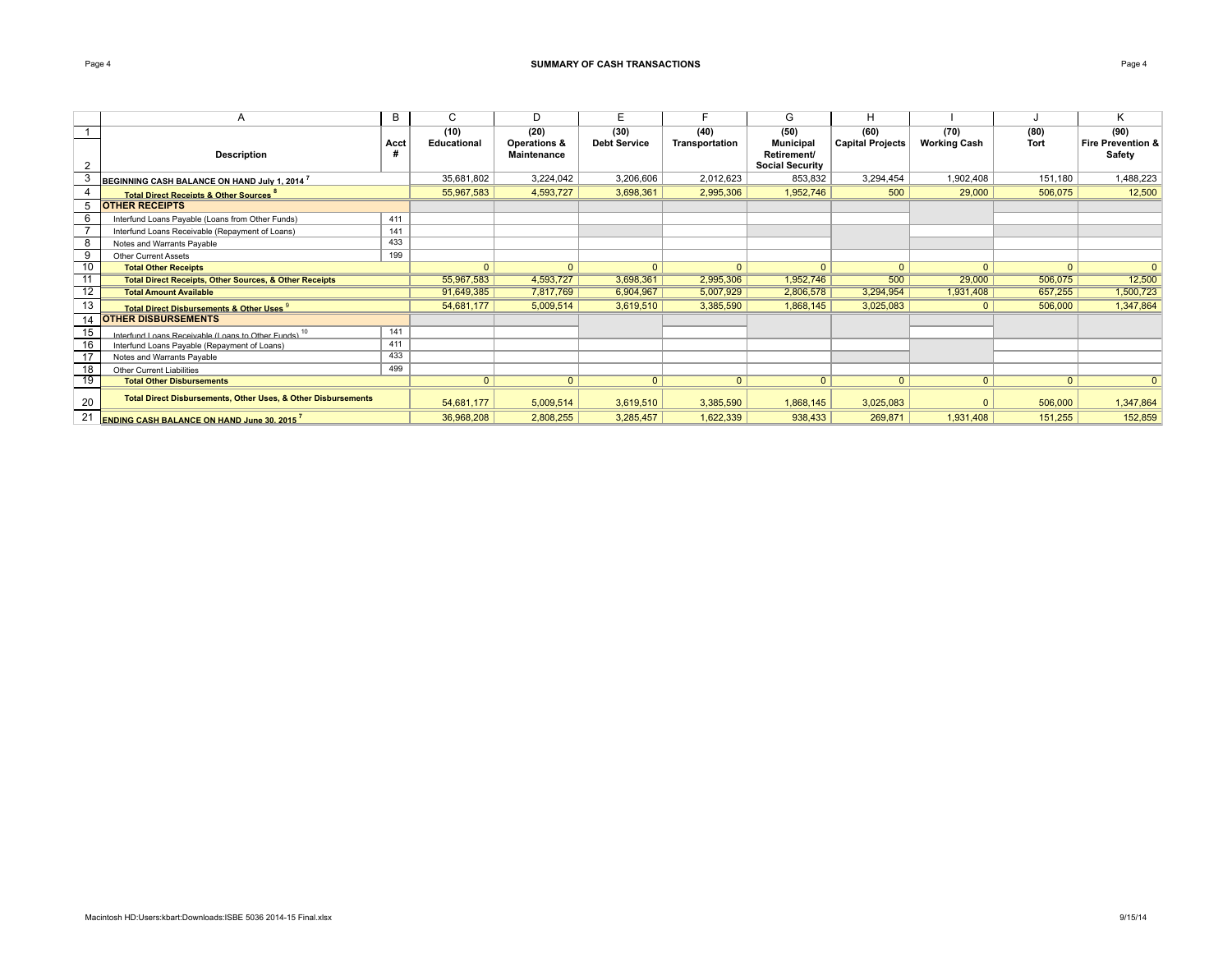# SUMMARY OF CASH TRANSACTIONS

| | A | B | C | D | E | F | G | H | I | J | K |
|---|---|---|---|---|---|---|---|---|---|---|---|
| 1 | | | (10) | (20) | (30) | (40) | (50) | (60) | (70) | (80) | (90) |
| 2 | Description | Acct # | Educational | Operations & Maintenance | Debt Service | Transportation | Municipal Retirement/ Social Security | Capital Projects | Working Cash | Tort | Fire Prevention & Safety |
| 3 | **BEGINNING CASH BALANCE ON HAND July 1, 2014** [7] | | 35,681,802 | 3,224,042 | 3,206,606 | 2,012,623 | 853,832 | 3,294,454 | 1,902,408 | 151,180 | 1,488,223 |
| 4 | **Total Direct Receipts & Other Sources** [8] | | 55,967,583 | 4,593,727 | 3,698,361 | 2,995,306 | 1,952,746 | 500 | 29,000 | 506,075 | 12,500 |
| 5 | **OTHER RECEIPTS** | | | | | | | | | | |
| 6 | Interfund Loans Payable (Loans from Other Funds) | 411 | | | | | | | | | |
| 7 | Interfund Loans Receivable (Repayment of Loans) | 141 | | | | | | | | | |
| 8 | Notes and Warrants Payable | 433 | | | | | | | | | |
| 9 | Other Current Assets | 199 | | | | | | | | | |
| 10 | **Total Other Receipts** | | 0 | 0 | 0 | 0 | 0 | 0 | 0 | 0 | 0 |
| 11 | **Total Direct Receipts, Other Sources, & Other Receipts** | | 55,967,583 | 4,593,727 | 3,698,361 | 2,995,306 | 1,952,746 | 500 | 29,000 | 506,075 | 12,500 |
| 12 | **Total Amount Available** | | 91,649,385 | 7,817,769 | 6,904,967 | 5,007,929 | 2,806,578 | 3,294,954 | 1,931,408 | 657,255 | 1,500,723 |
| 13 | **Total Direct Disbursements & Other Uses** [9] | | 54,681,177 | 5,009,514 | 3,619,510 | 3,385,590 | 1,868,145 | 3,025,083 | 0 | 506,000 | 1,347,864 |
| 14 | **OTHER DISBURSEMENTS** | | | | | | | | | | |
| 15 | Interfund Loans Receivable (Loans to Other Funds) [10] | 141 | | | | | | | | | |
| 16 | Interfund Loans Payable (Repayment of Loans) | 411 | | | | | | | | | |
| 17 | Notes and Warrants Payable | 433 | | | | | | | | | |
| 18 | Other Current Liabilities | 499 | | | | | | | | | |
| 19 | **Total Other Disbursements** | | 0 | 0 | 0 | 0 | 0 | 0 | 0 | 0 | 0 |
| 20 | **Total Direct Disbursements, Other Uses, & Other Disbursements** | | 54,681,177 | 5,009,514 | 3,619,510 | 3,385,590 | 1,868,145 | 3,025,083 | 0 | 506,000 | 1,347,864 |
| 21 | **ENDING CASH BALANCE ON HAND June 30, 2015** [7] | | 36,968,208 | 2,808,255 | 3,285,457 | 1,622,339 | 938,433 | 269,871 | 1,931,408 | 151,255 | 152,859 |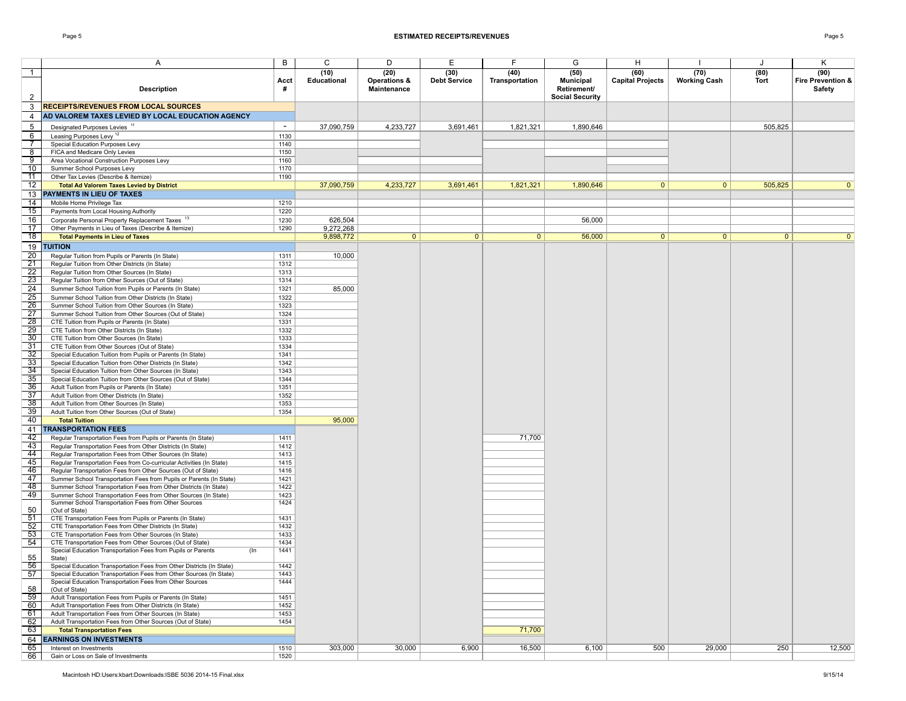## ESTIMATED RECEIPTS/REVENUES

| | A | B | C | D | E | F | G | H | I | J | K |
|---|---|---|---|---|---|---|---|---|---|---|---|
| 1 | Description | Acct # | (10) Educational | (20) Operations & Maintenance | (30) Debt Service | (40) Transportation | (50) Municipal Retirement/ Social Security | (60) Capital Projects | (70) Working Cash | (80) Tort | (90) Fire Prevention & Safety |
| 3 | **RECEIPTS/REVENUES FROM LOCAL SOURCES** | | | | | | | | | | |
| 4 | **AD VALOREM TAXES LEVIED BY LOCAL EDUCATION AGENCY** | | | | | | | | | | |
| 5 | Designated Purposes Levies [11] | - | 37,090,759 | 4,233,727 | 3,691,461 | 1,821,321 | 1,890,646 | | | 505,825 | |
| 6 | Leasing Purposes Levy [12] | 1130 | | | | | | | | | |
| 7 | Special Education Purposes Levy | 1140 | | | | | | | | | |
| 8 | FICA and Medicare Only Levies | 1150 | | | | | | | | | |
| 9 | Area Vocational Construction Purposes Levy | 1160 | | | | | | | | | |
| 10 | Summer School Purposes Levy | 1170 | | | | | | | | | |
| 11 | Other Tax Levies (Describe & Itemize) | 1190 | | | | | | | | | |
| 12 | **Total Ad Valorem Taxes Levied by District** | | 37,090,759 | 4,233,727 | 3,691,461 | 1,821,321 | 1,890,646 | 0 | 0 | 505,825 | 0 |
| 13 | **PAYMENTS IN LIEU OF TAXES** | | | | | | | | | | |
| 14 | Mobile Home Privilege Tax | 1210 | | | | | | | | | |
| 15 | Payments from Local Housing Authority | 1220 | | | | | | | | | |
| 16 | Corporate Personal Property Replacement Taxes [13] | 1230 | 626,504 | | | | 56,000 | | | | |
| 17 | Other Payments in Lieu of Taxes (Describe & Itemize) | 1290 | 9,272,268 | | | | | | | | |
| 18 | **Total Payments in Lieu of Taxes** | | 9,898,772 | 0 | 0 | 0 | 56,000 | 0 | 0 | 0 | 0 |
| 19 | **TUITION** | | | | | | | | | | |
| 20 | Regular Tuition from Pupils or Parents (In State) | 1311 | 10,000 | | | | | | | | |
| 21 | Regular Tuition from Other Districts (In State) | 1312 | | | | | | | | | |
| 22 | Regular Tuition from Other Sources (In State) | 1313 | | | | | | | | | |
| 23 | Regular Tuition from Other Sources (Out of State) | 1314 | | | | | | | | | |
| 24 | Summer School Tuition from Pupils or Parents (In State) | 1321 | 85,000 | | | | | | | | |
| 25 | Summer School Tuition from Other Districts (In State) | 1322 | | | | | | | | | |
| 26 | Summer School Tuition from Other Sources (In State) | 1323 | | | | | | | | | |
| 27 | Summer School Tuition from Other Sources (Out of State) | 1324 | | | | | | | | | |
| 28 | CTE Tuition from Pupils or Parents (In State) | 1331 | | | | | | | | | |
| 29 | CTE Tuition from Other Districts (In State) | 1332 | | | | | | | | | |
| 30 | CTE Tuition from Other Sources (In State) | 1333 | | | | | | | | | |
| 31 | CTE Tuition from Other Sources (Out of State) | 1334 | | | | | | | | | |
| 32 | Special Education Tuition from Pupils or Parents (In State) | 1341 | | | | | | | | | |
| 33 | Special Education Tuition from Other Districts (In State) | 1342 | | | | | | | | | |
| 34 | Special Education Tuition from Other Sources (In State) | 1343 | | | | | | | | | |
| 35 | Special Education Tuition from Other Sources (Out of State) | 1344 | | | | | | | | | |
| 36 | Adult Tuition from Pupils or Parents (In State) | 1351 | | | | | | | | | |
| 37 | Adult Tuition from Other Districts (In State) | 1352 | | | | | | | | | |
| 38 | Adult Tuition from Other Sources (In State) | 1353 | | | | | | | | | |
| 39 | Adult Tuition from Other Sources (Out of State) | 1354 | | | | | | | | | |
| 40 | **Total Tuition** | | 95,000 | | | | | | | | |
| 41 | **TRANSPORTATION FEES** | | | | | | | | | | |
| 42 | Regular Transportation Fees from Pupils or Parents (In State) | 1411 | | | | 71,700 | | | | | |
| 43 | Regular Transportation Fees from Other Districts (In State) | 1412 | | | | | | | | | |
| 44 | Regular Transportation Fees from Other Sources (In State) | 1413 | | | | | | | | | |
| 45 | Regular Transportation Fees from Co-curricular Activities (In State) | 1415 | | | | | | | | | |
| 46 | Regular Transportation Fees from Other Sources (Out of State) | 1416 | | | | | | | | | |
| 47 | Summer School Transportation Fees from Pupils or Parents (In State) | 1421 | | | | | | | | | |
| 48 | Summer School Transportation Fees from Other Districts (In State) | 1422 | | | | | | | | | |
| 49 | Summer School Transportation Fees from Other Sources (In State) | 1423 | | | | | | | | | |
| 50 | Summer School Transportation Fees from Other Sources (Out of State) | 1424 | | | | | | | | | |
| 51 | CTE Transportation Fees from Pupils or Parents (In State) | 1431 | | | | | | | | | |
| 52 | CTE Transportation Fees from Other Districts (In State) | 1432 | | | | | | | | | |
| 53 | CTE Transportation Fees from Other Sources (In State) | 1433 | | | | | | | | | |
| 54 | CTE Transportation Fees from Other Sources (Out of State) | 1434 | | | | | | | | | |
| 55 | Special Education Transportation Fees from Pupils or Parents (In State) | 1441 | | | | | | | | | |
| 56 | Special Education Transportation Fees from Other Districts (In State) | 1442 | | | | | | | | | |
| 57 | Special Education Transportation Fees from Other Sources (In State) | 1443 | | | | | | | | | |
| 58 | Special Education Transportation Fees from Other Sources (Out of State) | 1444 | | | | | | | | | |
| 59 | Adult Transportation Fees from Pupils or Parents (In State) | 1451 | | | | | | | | | |
| 60 | Adult Transportation Fees from Other Districts (In State) | 1452 | | | | | | | | | |
| 61 | Adult Transportation Fees from Other Sources (In State) | 1453 | | | | | | | | | |
| 62 | Adult Transportation Fees from Other Sources (Out of State) | 1454 | | | | | | | | | |
| 63 | **Total Transportation Fees** | | | | | 71,700 | | | | | |
| 64 | **EARNINGS ON INVESTMENTS** | | | | | | | | | | |
| 65 | Interest on Investments | 1510 | 303,000 | 30,000 | 6,900 | 16,500 | 6,100 | 500 | 29,000 | 250 | 12,500 |
| 66 | Gain or Loss on Sale of Investments | 1520 | | | | | | | | | |

Macintosh HD:Users:kbart:Downloads:ISBE 5036 2014-15 Final.xlsx

9/15/14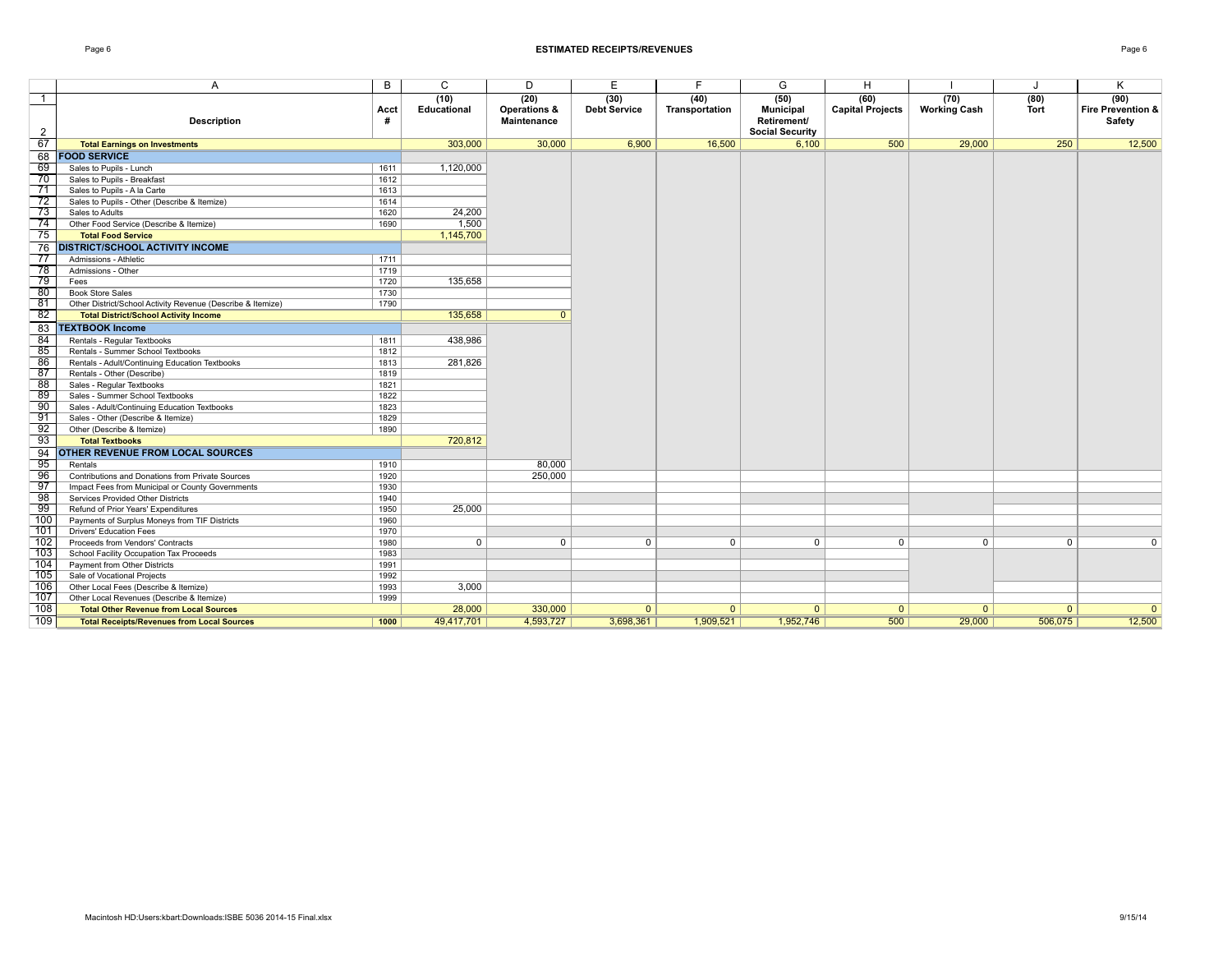## ESTIMATED RECEIPTS/REVENUES

| | A | B | C | D | E | F | G | H | I | J | K |
|---|---|---|---|---|---|---|---|---|---|---|---|
| 1 | Description | Acct # | (10) Educational | (20) Operations & Maintenance | (30) Debt Service | (40) Transportation | (50) Municipal Retirement/ Social Security | (60) Capital Projects | (70) Working Cash | (80) Tort | (90) Fire Prevention & Safety |
| 67 | **Total Earnings on Investments** | | 303,000 | 30,000 | 6,900 | 16,500 | 6,100 | 500 | 29,000 | 250 | 12,500 |
| 68 | **FOOD SERVICE** | | | | | | | | | | |
| 69 | Sales to Pupils - Lunch | 1611 | 1,120,000 | | | | | | | | |
| 70 | Sales to Pupils - Breakfast | 1612 | | | | | | | | | |
| 71 | Sales to Pupils - A la Carte | 1613 | | | | | | | | | |
| 72 | Sales to Pupils - Other (Describe & Itemize) | 1614 | | | | | | | | | |
| 73 | Sales to Adults | 1620 | 24,200 | | | | | | | | |
| 74 | Other Food Service (Describe & Itemize) | 1690 | 1,500 | | | | | | | | |
| 75 | **Total Food Service** | | 1,145,700 | | | | | | | | |
| 76 | **DISTRICT/SCHOOL ACTIVITY INCOME** | | | | | | | | | | |
| 77 | Admissions - Athletic | 1711 | | | | | | | | | |
| 78 | Admissions - Other | 1719 | | | | | | | | | |
| 79 | Fees | 1720 | 135,658 | | | | | | | | |
| 80 | Book Store Sales | 1730 | | | | | | | | | |
| 81 | Other District/School Activity Revenue (Describe & Itemize) | 1790 | | | | | | | | | |
| 82 | **Total District/School Activity Income** | | 135,658 | 0 | | | | | | | |
| 83 | **TEXTBOOK Income** | | | | | | | | | | |
| 84 | Rentals - Regular Textbooks | 1811 | 438,986 | | | | | | | | |
| 85 | Rentals - Summer School Textbooks | 1812 | | | | | | | | | |
| 86 | Rentals - Adult/Continuing Education Textbooks | 1813 | 281,826 | | | | | | | | |
| 87 | Rentals - Other (Describe) | 1819 | | | | | | | | | |
| 88 | Sales - Regular Textbooks | 1821 | | | | | | | | | |
| 89 | Sales - Summer School Textbooks | 1822 | | | | | | | | | |
| 90 | Sales - Adult/Continuing Education Textbooks | 1823 | | | | | | | | | |
| 91 | Sales - Other (Describe & Itemize) | 1829 | | | | | | | | | |
| 92 | Other (Describe & Itemize) | 1890 | | | | | | | | | |
| 93 | **Total Textbooks** | | 720,812 | | | | | | | | |
| 94 | **OTHER REVENUE FROM LOCAL SOURCES** | | | | | | | | | | |
| 95 | Rentals | 1910 | | 80,000 | | | | | | | |
| 96 | Contributions and Donations from Private Sources | 1920 | | 250,000 | | | | | | | |
| 97 | Impact Fees from Municipal or County Governments | 1930 | | | | | | | | | |
| 98 | Services Provided Other Districts | 1940 | | | | | | | | | |
| 99 | Refund of Prior Years' Expenditures | 1950 | 25,000 | | | | | | | | |
| 100 | Payments of Surplus Moneys from TIF Districts | 1960 | | | | | | | | | |
| 101 | Drivers' Education Fees | 1970 | | | | | | | | | |
| 102 | Proceeds from Vendors' Contracts | 1980 | 0 | 0 | 0 | 0 | 0 | 0 | 0 | 0 | 0 |
| 103 | School Facility Occupation Tax Proceeds | 1983 | | | | | | | | | |
| 104 | Payment from Other Districts | 1991 | | | | | | | | | |
| 105 | Sale of Vocational Projects | 1992 | | | | | | | | | |
| 106 | Other Local Fees (Describe & Itemize) | 1993 | 3,000 | | | | | | | | |
| 107 | Other Local Revenues (Describe & Itemize) | 1999 | | | | | | | | | |
| 108 | **Total Other Revenue from Local Sources** | | 28,000 | 330,000 | 0 | 0 | 0 | 0 | 0 | 0 | 0 |
| 109 | **Total Receipts/Revenues from Local Sources** | 1000 | 49,417,701 | 4,593,727 | 3,698,361 | 1,909,521 | 1,952,746 | 500 | 29,000 | 506,075 | 12,500 |

Macintosh HD:Users:kbart:Downloads:ISBE 5036 2014-15 Final.xlsx 9/15/14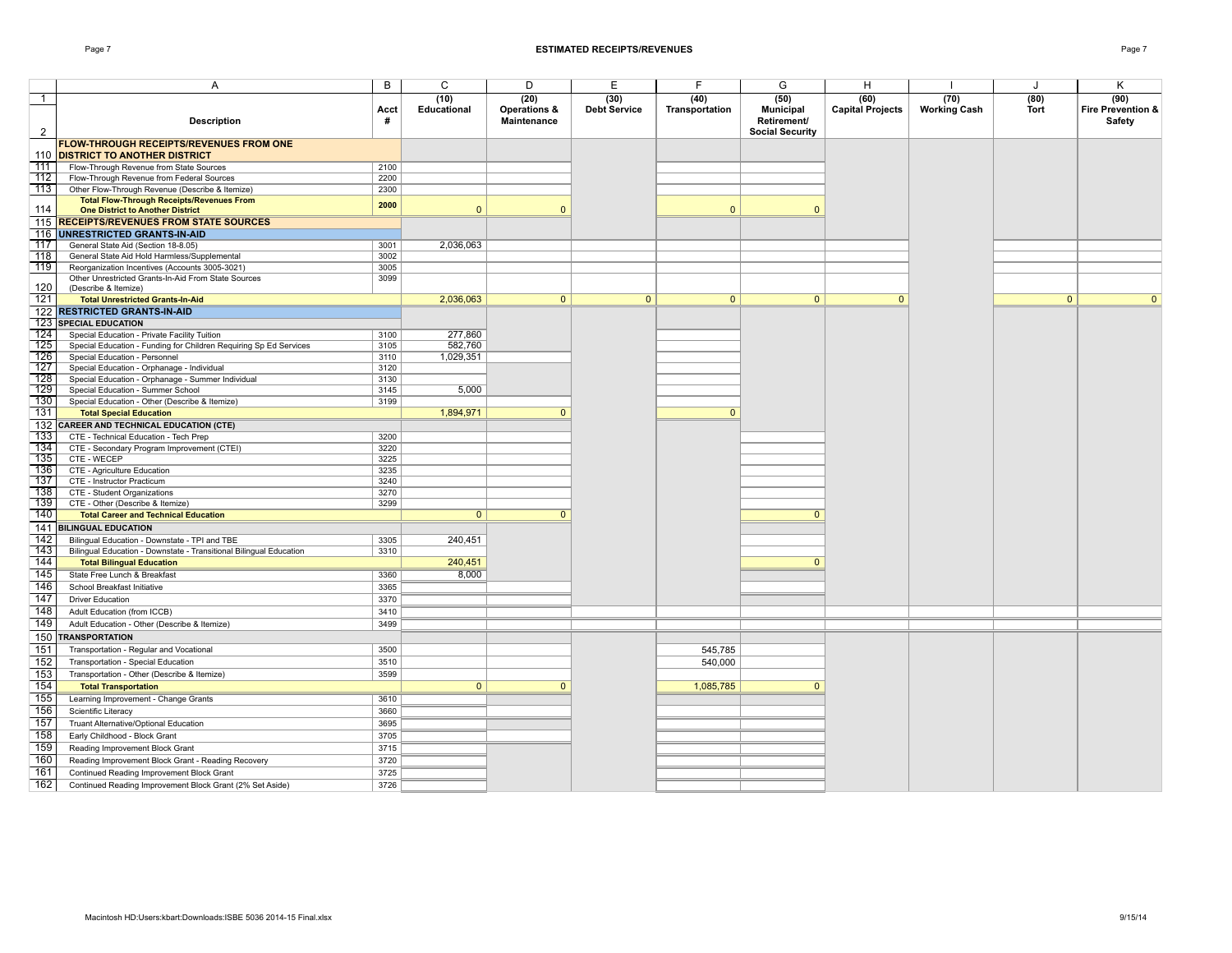## ESTIMATED RECEIPTS/REVENUES

| | A | B | C | D | E | F | G | H | I | J | K |
|---|---|---|---|---|---|---|---|---|---|---|---|
| 1 | Description | Acct # | (10) Educational | (20) Operations & Maintenance | (30) Debt Service | (40) Transportation | (50) Municipal Retirement/ Social Security | (60) Capital Projects | (70) Working Cash | (80) Tort | (90) Fire Prevention & Safety |
| 110 | **FLOW-THROUGH RECEIPTS/REVENUES FROM ONE DISTRICT TO ANOTHER DISTRICT** | | | | | | | | | | |
| 111 | Flow-Through Revenue from State Sources | 2100 | | | | | | | | | |
| 112 | Flow-Through Revenue from Federal Sources | 2200 | | | | | | | | | |
| 113 | Other Flow-Through Revenue (Describe & Itemize) | 2300 | | | | | | | | | |
| 114 | **Total Flow-Through Receipts/Revenues From One District to Another District** | 2000 | 0 | 0 | | 0 | 0 | | | | |
| 115 | **RECEIPTS/REVENUES FROM STATE SOURCES** | | | | | | | | | | |
| 116 | **UNRESTRICTED GRANTS-IN-AID** | | | | | | | | | | |
| 117 | General State Aid (Section 18-8.05) | 3001 | 2,036,063 | | | | | | | | |
| 118 | General State Aid Hold Harmless/Supplemental | 3002 | | | | | | | | | |
| 119 | Reorganization Incentives (Accounts 3005-3021) | 3005 | | | | | | | | | |
| 120 | Other Unrestricted Grants-In-Aid From State Sources (Describe & Itemize) | 3099 | | | | | | | | | |
| 121 | **Total Unrestricted Grants-In-Aid** | | 2,036,063 | 0 | 0 | 0 | 0 | 0 | | 0 | 0 |
| 122 | **RESTRICTED GRANTS-IN-AID** | | | | | | | | | | |
| 123 | **SPECIAL EDUCATION** | | | | | | | | | | |
| 124 | Special Education - Private Facility Tuition | 3100 | 277,860 | | | | | | | | |
| 125 | Special Education - Funding for Children Requiring Sp Ed Services | 3105 | 582,760 | | | | | | | | |
| 126 | Special Education - Personnel | 3110 | 1,029,351 | | | | | | | | |
| 127 | Special Education - Orphanage - Individual | 3120 | | | | | | | | | |
| 128 | Special Education - Orphanage - Summer Individual | 3130 | | | | | | | | | |
| 129 | Special Education - Summer School | 3145 | 5,000 | | | | | | | | |
| 130 | Special Education - Other (Describe & Itemize) | 3199 | | | | | | | | | |
| 131 | **Total Special Education** | | 1,894,971 | 0 | | 0 | | | | | |
| 132 | **CAREER AND TECHNICAL EDUCATION (CTE)** | | | | | | | | | | |
| 133 | CTE - Technical Education - Tech Prep | 3200 | | | | | | | | | |
| 134 | CTE - Secondary Program Improvement (CTEI) | 3220 | | | | | | | | | |
| 135 | CTE - WECEP | 3225 | | | | | | | | | |
| 136 | CTE - Agriculture Education | 3235 | | | | | | | | | |
| 137 | CTE - Instructor Practicum | 3240 | | | | | | | | | |
| 138 | CTE - Student Organizations | 3270 | | | | | | | | | |
| 139 | CTE - Other (Describe & Itemize) | 3299 | | | | | | | | | |
| 140 | **Total Career and Technical Education** | | 0 | 0 | | | 0 | | | | |
| 141 | **BILINGUAL EDUCATION** | | | | | | | | | | |
| 142 | Bilingual Education - Downstate - TPI and TBE | 3305 | 240,451 | | | | | | | | |
| 143 | Bilingual Education - Downstate - Transitional Bilingual Education | 3310 | | | | | | | | | |
| 144 | **Total Bilingual Education** | | 240,451 | | | | 0 | | | | |
| 145 | State Free Lunch & Breakfast | 3360 | 8,000 | | | | | | | | |
| 146 | School Breakfast Initiative | 3365 | | | | | | | | | |
| 147 | Driver Education | 3370 | | | | | | | | | |
| 148 | Adult Education (from ICCB) | 3410 | | | | | | | | | |
| 149 | Adult Education - Other (Describe & Itemize) | 3499 | | | | | | | | | |
| 150 | **TRANSPORTATION** | | | | | | | | | | |
| 151 | Transportation - Regular and Vocational | 3500 | | | | 545,785 | | | | | |
| 152 | Transportation - Special Education | 3510 | | | | 540,000 | | | | | |
| 153 | Transportation - Other (Describe & Itemize) | 3599 | | | | | | | | | |
| 154 | **Total Transportation** | | 0 | 0 | | 1,085,785 | 0 | | | | |
| 155 | Learning Improvement - Change Grants | 3610 | | | | | | | | | |
| 156 | Scientific Literacy | 3660 | | | | | | | | | |
| 157 | Truant Alternative/Optional Education | 3695 | | | | | | | | | |
| 158 | Early Childhood - Block Grant | 3705 | | | | | | | | | |
| 159 | Reading Improvement Block Grant | 3715 | | | | | | | | | |
| 160 | Reading Improvement Block Grant - Reading Recovery | 3720 | | | | | | | | | |
| 161 | Continued Reading Improvement Block Grant | 3725 | | | | | | | | | |
| 162 | Continued Reading Improvement Block Grant (2% Set Aside) | 3726 | | | | | | | | | |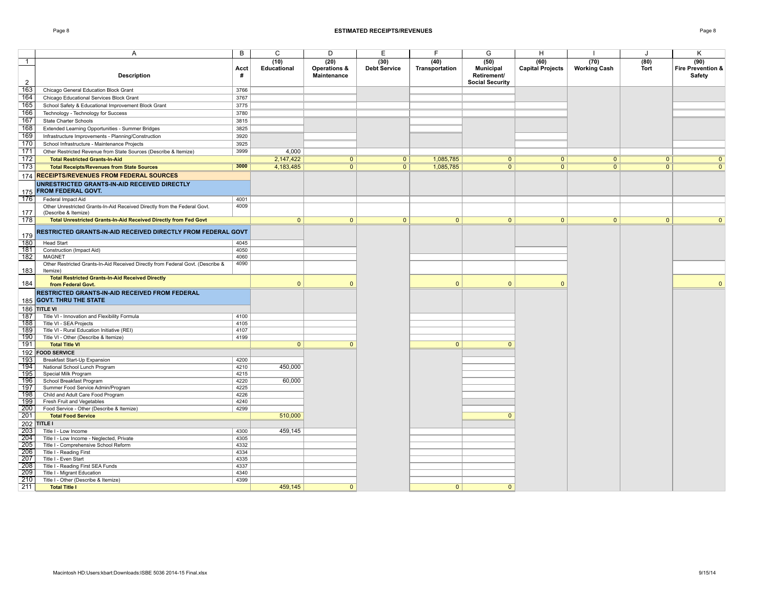# ESTIMATED RECEIPTS/REVENUES

| | A | B | C | D | E | F | G | H | I | J | K |
|---|---|---|---|---|---|---|---|---|---|---|---|
| 1 | Description | Acct # | (10) Educational | (20) Operations & Maintenance | (30) Debt Service | (40) Transportation | (50) Municipal Retirement/ Social Security | (60) Capital Projects | (70) Working Cash | (80) Tort | (90) Fire Prevention & Safety |
| 163 | Chicago General Education Block Grant | 3766 | | | | | | | | | |
| 164 | Chicago Educational Services Block Grant | 3767 | | | | | | | | | |
| 165 | School Safety & Educational Improvement Block Grant | 3775 | | | | | | | | | |
| 166 | Technology - Technology for Success | 3780 | | | | | | | | | |
| 167 | State Charter Schools | 3815 | | | | | | | | | |
| 168 | Extended Learning Opportunities - Summer Bridges | 3825 | | | | | | | | | |
| 169 | Infrastructure Improvements - Planning/Construction | 3920 | | | | | | | | | |
| 170 | School Infrastructure - Maintenance Projects | 3925 | | | | | | | | | |
| 171 | Other Restricted Revenue from State Sources (Describe & Itemize) | 3999 | 4,000 | | | | | | | | |
| 172 | **Total Restricted Grants-In-Aid** | | 2,147,422 | 0 | 0 | 1,085,785 | 0 | 0 | 0 | 0 | 0 |
| 173 | **Total Receipts/Revenues from State Sources** | 3000 | 4,183,485 | 0 | 0 | 1,085,785 | 0 | 0 | 0 | 0 | 0 |
| 174 | **RECEIPTS/REVENUES FROM FEDERAL SOURCES** | | | | | | | | | | |
| 175 | **UNRESTRICTED GRANTS-IN-AID RECEIVED DIRECTLY FROM FEDERAL GOVT.** | | | | | | | | | | |
| 176 | Federal Impact Aid | 4001 | | | | | | | | | |
| 177 | Other Unrestricted Grants-In-Aid Received Directly from the Federal Govt. (Describe & Itemize) | 4009 | | | | | | | | | |
| 178 | **Total Unrestricted Grants-In-Aid Received Directly from Fed Govt** | | 0 | 0 | 0 | 0 | 0 | 0 | 0 | 0 | 0 |
| 179 | **RESTRICTED GRANTS-IN-AID RECEIVED DIRECTLY FROM FEDERAL GOVT** | | | | | | | | | | |
| 180 | Head Start | 4045 | | | | | | | | | |
| 181 | Construction (Impact Aid) | 4050 | | | | | | | | | |
| 182 | MAGNET | 4060 | | | | | | | | | |
| 183 | Other Restricted Grants-In-Aid Received Directly from Federal Govt. (Describe & Itemize) | 4090 | | | | | | | | | |
| 184 | **Total Restricted Grants-In-Aid Received Directly from Federal Govt.** | | 0 | 0 | | 0 | 0 | 0 | | | 0 |
| 185 | **RESTRICTED GRANTS-IN-AID RECEIVED FROM FEDERAL GOVT. THRU THE STATE** | | | | | | | | | | |
| 186 | **TITLE VI** | | | | | | | | | | |
| 187 | Title VI - Innovation and Flexibility Formula | 4100 | | | | | | | | | |
| 188 | Title VI - SEA Projects | 4105 | | | | | | | | | |
| 189 | Title VI - Rural Education Initiative (REI) | 4107 | | | | | | | | | |
| 190 | Title VI - Other (Describe & Itemize) | 4199 | | | | | | | | | |
| 191 | **Total Title VI** | | 0 | 0 | | 0 | 0 | | | | |
| 192 | **FOOD SERVICE** | | | | | | | | | | |
| 193 | Breakfast Start-Up Expansion | 4200 | | | | | | | | | |
| 194 | National School Lunch Program | 4210 | 450,000 | | | | | | | | |
| 195 | Special Milk Program | 4215 | | | | | | | | | |
| 196 | School Breakfast Program | 4220 | 60,000 | | | | | | | | |
| 197 | Summer Food Service Admin/Program | 4225 | | | | | | | | | |
| 198 | Child and Adult Care Food Program | 4226 | | | | | | | | | |
| 199 | Fresh Fruit and Vegetables | 4240 | | | | | | | | | |
| 200 | Food Service - Other (Describe & Itemize) | 4299 | | | | | | | | | |
| 201 | **Total Food Service** | | 510,000 | | | | 0 | | | | |
| 202 | **TITLE I** | | | | | | | | | | |
| 203 | Title I - Low Income | 4300 | 459,145 | | | | | | | | |
| 204 | Title I - Low Income - Neglected, Private | 4305 | | | | | | | | | |
| 205 | Title I - Comprehensive School Reform | 4332 | | | | | | | | | |
| 206 | Title I - Reading First | 4334 | | | | | | | | | |
| 207 | Title I - Even Start | 4335 | | | | | | | | | |
| 208 | Title I - Reading First SEA Funds | 4337 | | | | | | | | | |
| 209 | Title I - Migrant Education | 4340 | | | | | | | | | |
| 210 | Title I - Other (Describe & Itemize) | 4399 | | | | | | | | | |
| 211 | **Total Title I** | | 459,145 | 0 | | 0 | 0 | | | | |

Macintosh HD:Users:kbart:Downloads:ISBE 5036 2014-15 Final.xlsx 9/15/14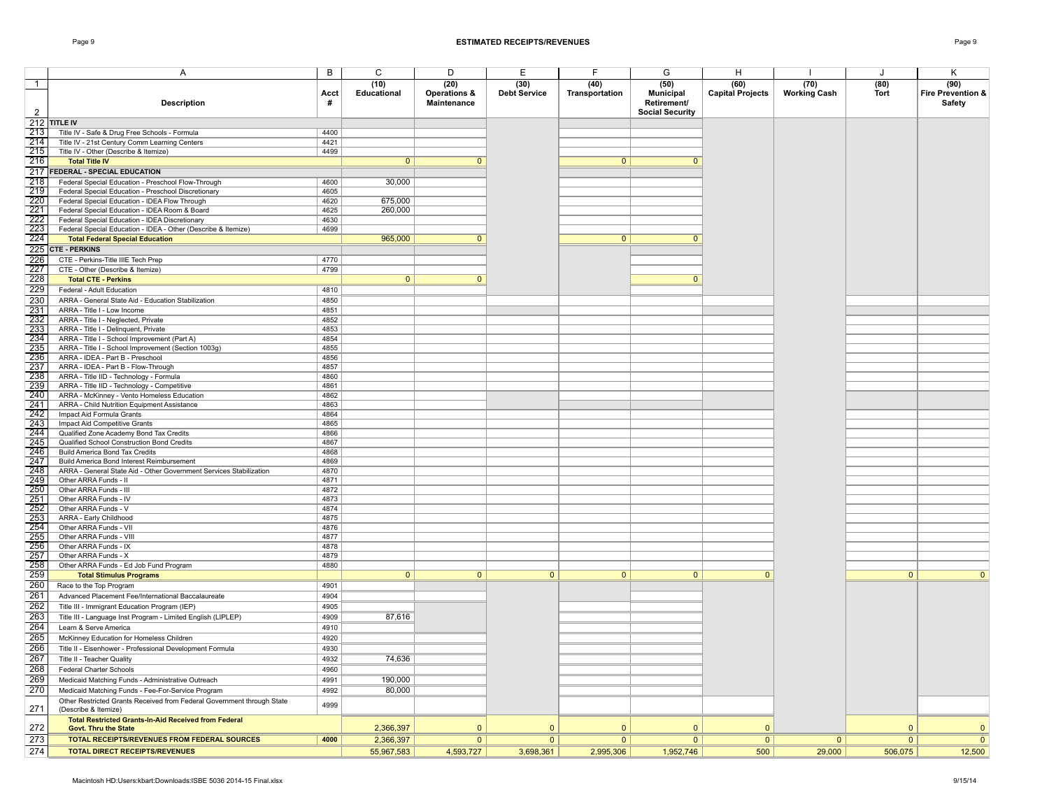# ESTIMATED RECEIPTS/REVENUES

| | A | B | C | D | E | F | G | H | I | J | K |
|---|---|---|---|---|---|---|---|---|---|---|---|
| 1 | Description | Acct # | (10) Educational | (20) Operations & Maintenance | (30) Debt Service | (40) Transportation | (50) Municipal Retirement/ Social Security | (60) Capital Projects | (70) Working Cash | (80) Tort | (90) Fire Prevention & Safety |
| 212 | **TITLE IV** | | | | | | | | | | |
| 213 | Title IV - Safe & Drug Free Schools - Formula | 4400 | | | | | | | | | |
| 214 | Title IV - 21st Century Comm Learning Centers | 4421 | | | | | | | | | |
| 215 | Title IV - Other (Describe & Itemize) | 4499 | | | | | | | | | |
| 216 | **Total Title IV** | | 0 | 0 | | 0 | 0 | | | | |
| 217 | **FEDERAL - SPECIAL EDUCATION** | | | | | | | | | | |
| 218 | Federal Special Education - Preschool Flow-Through | 4600 | 30,000 | | | | | | | | |
| 219 | Federal Special Education - Preschool Discretionary | 4605 | | | | | | | | | |
| 220 | Federal Special Education - IDEA Flow Through | 4620 | 675,000 | | | | | | | | |
| 221 | Federal Special Education - IDEA Room & Board | 4625 | 260,000 | | | | | | | | |
| 222 | Federal Special Education - IDEA Discretionary | 4630 | | | | | | | | | |
| 223 | Federal Special Education - IDEA - Other (Describe & Itemize) | 4699 | | | | | | | | | |
| 224 | **Total Federal Special Education** | | 965,000 | 0 | | 0 | 0 | | | | |
| 225 | **CTE - PERKINS** | | | | | | | | | | |
| 226 | CTE - Perkins-Title IIIE Tech Prep | 4770 | | | | | | | | | |
| 227 | CTE - Other (Describe & Itemize) | 4799 | | | | | | | | | |
| 228 | **Total CTE - Perkins** | | 0 | 0 | | | 0 | | | | |
| 229 | Federal - Adult Education | 4810 | | | | | | | | | |
| 230 | ARRA - General State Aid - Education Stabilization | 4850 | | | | | | | | | |
| 231 | ARRA - Title I - Low Income | 4851 | | | | | | | | | |
| 232 | ARRA - Title I - Neglected, Private | 4852 | | | | | | | | | |
| 233 | ARRA - Title I - Delinquent, Private | 4853 | | | | | | | | | |
| 234 | ARRA - Title I - School Improvement (Part A) | 4854 | | | | | | | | | |
| 235 | ARRA - Title I - School Improvement (Section 1003g) | 4855 | | | | | | | | | |
| 236 | ARRA - IDEA - Part B - Preschool | 4856 | | | | | | | | | |
| 237 | ARRA - IDEA - Part B - Flow-Through | 4857 | | | | | | | | | |
| 238 | ARRA - Title IID - Technology - Formula | 4860 | | | | | | | | | |
| 239 | ARRA - Title IID - Technology - Competitive | 4861 | | | | | | | | | |
| 240 | ARRA - McKinney - Vento Homeless Education | 4862 | | | | | | | | | |
| 241 | ARRA - Child Nutrition Equipment Assistance | 4863 | | | | | | | | | |
| 242 | Impact Aid Formula Grants | 4864 | | | | | | | | | |
| 243 | Impact Aid Competitive Grants | 4865 | | | | | | | | | |
| 244 | Qualified Zone Academy Bond Tax Credits | 4866 | | | | | | | | | |
| 245 | Qualified School Construction Bond Credits | 4867 | | | | | | | | | |
| 246 | Build America Bond Tax Credits | 4868 | | | | | | | | | |
| 247 | Build America Bond Interest Reimbursement | 4869 | | | | | | | | | |
| 248 | ARRA - General State Aid - Other Government Services Stabilization | 4870 | | | | | | | | | |
| 249 | Other ARRA Funds - II | 4871 | | | | | | | | | |
| 250 | Other ARRA Funds - III | 4872 | | | | | | | | | |
| 251 | Other ARRA Funds - IV | 4873 | | | | | | | | | |
| 252 | Other ARRA Funds - V | 4874 | | | | | | | | | |
| 253 | ARRA - Early Childhood | 4875 | | | | | | | | | |
| 254 | Other ARRA Funds - VII | 4876 | | | | | | | | | |
| 255 | Other ARRA Funds - VIII | 4877 | | | | | | | | | |
| 256 | Other ARRA Funds - IX | 4878 | | | | | | | | | |
| 257 | Other ARRA Funds - X | 4879 | | | | | | | | | |
| 258 | Other ARRA Funds - Ed Job Fund Program | 4880 | | | | | | | | | |
| 259 | **Total Stimulus Programs** | | 0 | 0 | 0 | 0 | 0 | 0 | | 0 | 0 |
| 260 | Race to the Top Program | 4901 | | | | | | | | | |
| 261 | Advanced Placement Fee/International Baccalaureate | 4904 | | | | | | | | | |
| 262 | Title III - Immigrant Education Program (IEP) | 4905 | | | | | | | | | |
| 263 | Title III - Language Inst Program - Limited English (LIPLEP) | 4909 | 87,616 | | | | | | | | |
| 264 | Learn & Serve America | 4910 | | | | | | | | | |
| 265 | McKinney Education for Homeless Children | 4920 | | | | | | | | | |
| 266 | Title II - Eisenhower - Professional Development Formula | 4930 | | | | | | | | | |
| 267 | Title II - Teacher Quality | 4932 | 74,636 | | | | | | | | |
| 268 | Federal Charter Schools | 4960 | | | | | | | | | |
| 269 | Medicaid Matching Funds - Administrative Outreach | 4991 | 190,000 | | | | | | | | |
| 270 | Medicaid Matching Funds - Fee-For-Service Program | 4992 | 80,000 | | | | | | | | |
| 271 | Other Restricted Grants Received from Federal Government through State (Describe & Itemize) | 4999 | | | | | | | | | |
| 272 | **Total Restricted Grants-In-Aid Received from Federal Govt. Thru the State** | | 2,366,397 | 0 | 0 | 0 | 0 | 0 | | 0 | 0 |
| 273 | **TOTAL RECEIPTS/REVENUES FROM FEDERAL SOURCES** | **4000** | 2,366,397 | 0 | 0 | 0 | 0 | 0 | 0 | 0 | 0 |
| 274 | **TOTAL DIRECT RECEIPTS/REVENUES** | | 55,967,583 | 4,593,727 | 3,698,361 | 2,995,306 | 1,952,746 | 500 | 29,000 | 506,075 | 12,500 |

Macintosh HD:Users:kbart:Downloads:ISBE 5036 2014-15 Final.xlsx 9/15/14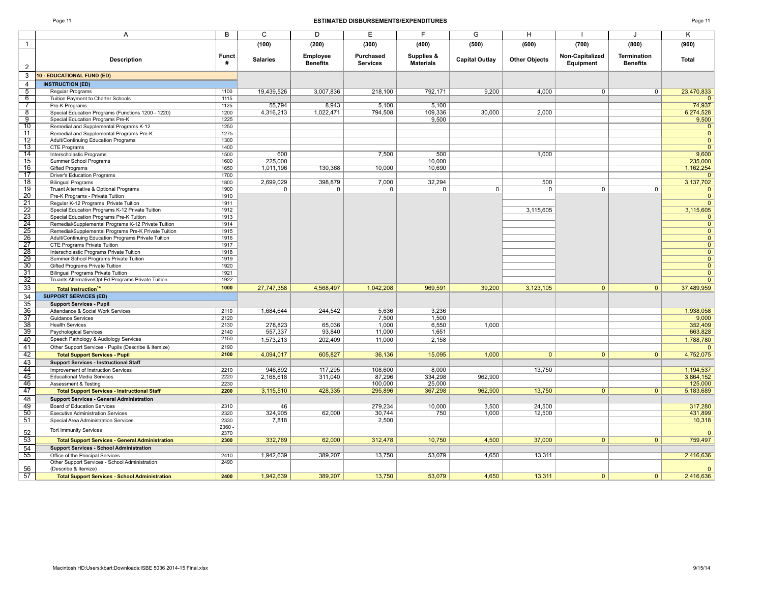## ESTIMATED DISBURSEMENTS/EXPENDITURES

| | A | B | C | D | E | F | G | H | I | J | K |
|---|---|---|---|---|---|---|---|---|---|---|---|
| 1 | | | (100) | (200) | (300) | (400) | (500) | (600) | (700) | (800) | (900) |
| 2 | Description | Funct # | Salaries | Employee Benefits | Purchased Services | Supplies & Materials | Capital Outlay | Other Objects | Non-Capitalized Equipment | Termination Benefits | Total |
| 3 | **10 - EDUCATIONAL FUND (ED)** | | | | | | | | | | |
| 4 | **INSTRUCTION (ED)** | | | | | | | | | | |
| 5 | Regular Programs | 1100 | 19,439,526 | 3,007,836 | 218,100 | 792,171 | 9,200 | 4,000 | 0 | 0 | 23,470,833 |
| 6 | Tuition Payment to Charter Schools | 1115 | | | | | | | | | 0 |
| 7 | Pre-K Programs | 1125 | 55,794 | 8,943 | 5,100 | 5,100 | | | | | 74,937 |
| 8 | Special Education Programs (Functions 1200 - 1220) | 1200 | 4,316,213 | 1,022,471 | 794,508 | 109,336 | 30,000 | 2,000 | | | 6,274,528 |
| 9 | Special Education Programs Pre-K | 1225 | | | | 9,500 | | | | | 9,500 |
| 10 | Remedial and Supplemental Programs K-12 | 1250 | | | | | | | | | 0 |
| 11 | Remedial and Supplemental Programs Pre-K | 1275 | | | | | | | | | 0 |
| 12 | Adult/Continuing Education Programs | 1300 | | | | | | | | | 0 |
| 13 | CTE Programs | 1400 | | | | | | | | | 0 |
| 14 | Interscholastic Programs | 1500 | 600 | | 7,500 | 500 | | 1,000 | | | 9,600 |
| 15 | Summer School Programs | 1600 | 225,000 | | | 10,000 | | | | | 235,000 |
| 16 | Gifted Programs | 1650 | 1,011,196 | 130,368 | 10,000 | 10,690 | | | | | 1,162,254 |
| 17 | Driver's Education Programs | 1700 | | | | | | | | | 0 |
| 18 | Bilingual Programs | 1800 | 2,699,029 | 398,879 | 7,000 | 32,294 | | 500 | | | 3,137,702 |
| 19 | Truant Alternative & Optional Programs | 1900 | 0 | 0 | 0 | 0 | 0 | 0 | 0 | 0 | 0 |
| 20 | Pre-K Programs - Private Tuition | 1910 | | | | | | | | | 0 |
| 21 | Regular K-12 Programs Private Tuition | 1911 | | | | | | | | | 0 |
| 22 | Special Education Programs K-12 Private Tuition | 1912 | | | | | | 3,115,605 | | | 3,115,605 |
| 23 | Special Education Programs Pre-K Tuition | 1913 | | | | | | | | | 0 |
| 24 | Remedial/Supplemental Programs K-12 Private Tuition | 1914 | | | | | | | | | 0 |
| 25 | Remedial/Supplemental Programs Pre-K Private Tuition | 1915 | | | | | | | | | 0 |
| 26 | Adult/Continuing Education Programs Private Tuition | 1916 | | | | | | | | | 0 |
| 27 | CTE Programs Private Tuition | 1917 | | | | | | | | | 0 |
| 28 | Interscholastic Programs Private Tuition | 1918 | | | | | | | | | 0 |
| 29 | Summer School Programs Private Tuition | 1919 | | | | | | | | | 0 |
| 30 | Gifted Programs Private Tuition | 1920 | | | | | | | | | 0 |
| 31 | Bilingual Programs Private Tuition | 1921 | | | | | | | | | 0 |
| 32 | Truants Alternative/Opt Ed Programs Private Tuition | 1922 | | | | | | | | | 0 |
| 33 | **Total Instruction[14]** | **1000** | 27,747,358 | 4,568,497 | 1,042,208 | 969,591 | 39,200 | 3,123,105 | 0 | 0 | 37,489,959 |
| 34 | **SUPPORT SERVICES (ED)** | | | | | | | | | | |
| 35 | **Support Services - Pupil** | | | | | | | | | | |
| 36 | Attendance & Social Work Services | 2110 | 1,684,644 | 244,542 | 5,636 | 3,236 | | | | | 1,938,058 |
| 37 | Guidance Services | 2120 | | | 7,500 | 1,500 | | | | | 9,000 |
| 38 | Health Services | 2130 | 278,823 | 65,036 | 1,000 | 6,550 | 1,000 | | | | 352,409 |
| 39 | Psychological Services | 2140 | 557,337 | 93,840 | 11,000 | 1,651 | | | | | 663,828 |
| 40 | Speech Pathology & Audiology Services | 2150 | 1,573,213 | 202,409 | 11,000 | 2,158 | | | | | 1,788,780 |
| 41 | Other Support Services - Pupils (Describe & Itemize) | 2190 | | | | | | | | | 0 |
| 42 | **Total Support Services - Pupil** | **2100** | 4,094,017 | 605,827 | 36,136 | 15,095 | 1,000 | 0 | 0 | 0 | 4,752,075 |
| 43 | **Support Services - Instructional Staff** | | | | | | | | | | |
| 44 | Improvement of Instruction Services | 2210 | 946,892 | 117,295 | 108,600 | 8,000 | | 13,750 | | | 1,194,537 |
| 45 | Educational Media Services | 2220 | 2,168,618 | 311,040 | 87,296 | 334,298 | 962,900 | | | | 3,864,152 |
| 46 | Assessment & Testing | 2230 | | | 100,000 | 25,000 | | | | | 125,000 |
| 47 | **Total Support Services - Instructional Staff** | **2200** | 3,115,510 | 428,335 | 295,896 | 367,298 | 962,900 | 13,750 | 0 | 0 | 5,183,689 |
| 48 | **Support Services - General Administration** | | | | | | | | | | |
| 49 | Board of Education Services | 2310 | 46 | | 279,234 | 10,000 | 3,500 | 24,500 | | | 317,280 |
| 50 | Executive Administration Services | 2320 | 324,905 | 62,000 | 30,744 | 750 | 1,000 | 12,500 | | | 431,899 |
| 51 | Special Area Administration Services | 2330 | 7,818 | | 2,500 | | | | | | 10,318 |
| 52 | Tort Immunity Services | 2360 - 2370 | | | | | | | | | 0 |
| 53 | **Total Support Services - General Administration** | **2300** | 332,769 | 62,000 | 312,478 | 10,750 | 4,500 | 37,000 | 0 | 0 | 759,497 |
| 54 | **Support Services - School Administration** | | | | | | | | | | |
| 55 | Office of the Principal Services | 2410 | 1,942,639 | 389,207 | 13,750 | 53,079 | 4,650 | 13,311 | | | 2,416,636 |
| 56 | Other Support Services - School Administration (Describe & Itemize) | 2490 | | | | | | | | | 0 |
| 57 | **Total Support Services - School Administration** | **2400** | 1,942,639 | 389,207 | 13,750 | 53,079 | 4,650 | 13,311 | 0 | 0 | 2,416,636 |

Macintosh HD:Users:kbart:Downloads:ISBE 5036 2014-15 Final.xlsx

9/15/14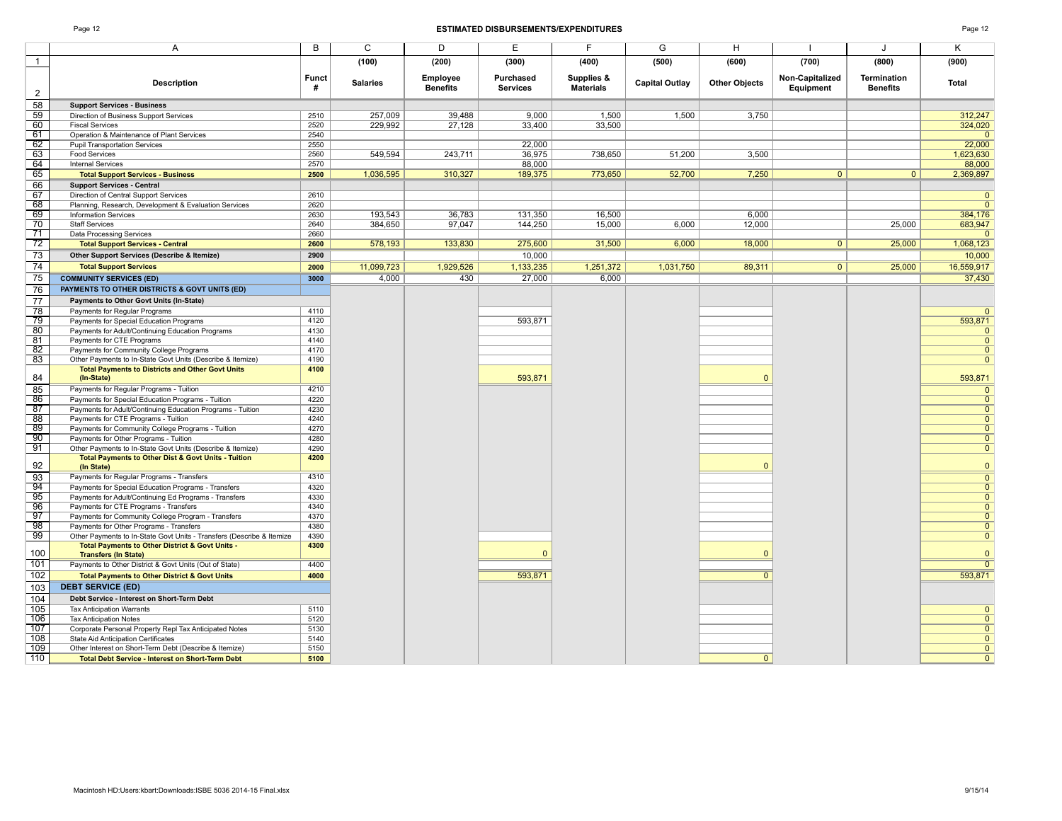## ESTIMATED DISBURSEMENTS/EXPENDITURES

| | A | B | C | D | E | F | G | H | I | J | K |
|---|---|---|---|---|---|---|---|---|---|---|---|
| 1 | | | (100) | (200) | (300) | (400) | (500) | (600) | (700) | (800) | (900) |
| 2 | **Description** | **Funct #** | **Salaries** | **Employee Benefits** | **Purchased Services** | **Supplies & Materials** | **Capital Outlay** | **Other Objects** | **Non-Capitalized Equipment** | **Termination Benefits** | **Total** |
| 58 | **Support Services - Business** | | | | | | | | | | |
| 59 | Direction of Business Support Services | 2510 | 257,009 | 39,488 | 9,000 | 1,500 | 1,500 | 3,750 | | | 312,247 |
| 60 | Fiscal Services | 2520 | 229,992 | 27,128 | 33,400 | 33,500 | | | | | 324,020 |
| 61 | Operation & Maintenance of Plant Services | 2540 | | | | | | | | | 0 |
| 62 | Pupil Transportation Services | 2550 | | | 22,000 | | | | | | 22,000 |
| 63 | Food Services | 2560 | 549,594 | 243,711 | 36,975 | 738,650 | 51,200 | 3,500 | | | 1,623,630 |
| 64 | Internal Services | 2570 | | | 88,000 | | | | | | 88,000 |
| 65 | **Total Support Services - Business** | **2500** | 1,036,595 | 310,327 | 189,375 | 773,650 | 52,700 | 7,250 | 0 | 0 | 2,369,897 |
| 66 | **Support Services - Central** | | | | | | | | | | |
| 67 | Direction of Central Support Services | 2610 | | | | | | | | | 0 |
| 68 | Planning, Research, Development & Evaluation Services | 2620 | | | | | | | | | 0 |
| 69 | Information Services | 2630 | 193,543 | 36,783 | 131,350 | 16,500 | | 6,000 | | | 384,176 |
| 70 | Staff Services | 2640 | 384,650 | 97,047 | 144,250 | 15,000 | 6,000 | 12,000 | | 25,000 | 683,947 |
| 71 | Data Processing Services | 2660 | | | | | | | | | 0 |
| 72 | **Total Support Services - Central** | **2600** | 578,193 | 133,830 | 275,600 | 31,500 | 6,000 | 18,000 | 0 | 25,000 | 1,068,123 |
| 73 | **Other Support Services (Describe & Itemize)** | **2900** | | | 10,000 | | | | | | 10,000 |
| 74 | **Total Support Services** | **2000** | 11,099,723 | 1,929,526 | 1,133,235 | 1,251,372 | 1,031,750 | 89,311 | 0 | 25,000 | 16,559,917 |
| 75 | **COMMUNITY SERVICES (ED)** | **3000** | 4,000 | 430 | 27,000 | 6,000 | | | | | 37,430 |
| 76 | **PAYMENTS TO OTHER DISTRICTS & GOVT UNITS (ED)** | | | | | | | | | | |
| 77 | **Payments to Other Govt Units (In-State)** | | | | | | | | | | |
| 78 | Payments for Regular Programs | 4110 | | | | | | | | | 0 |
| 79 | Payments for Special Education Programs | 4120 | | | 593,871 | | | | | | 593,871 |
| 80 | Payments for Adult/Continuing Education Programs | 4130 | | | | | | | | | 0 |
| 81 | Payments for CTE Programs | 4140 | | | | | | | | | 0 |
| 82 | Payments for Community College Programs | 4170 | | | | | | | | | 0 |
| 83 | Other Payments to In-State Govt Units (Describe & Itemize) | 4190 | | | | | | | | | 0 |
| 84 | **Total Payments to Districts and Other Govt Units (In-State)** | **4100** | | | 593,871 | | | 0 | | | 593,871 |
| 85 | Payments for Regular Programs - Tuition | 4210 | | | | | | | | | 0 |
| 86 | Payments for Special Education Programs - Tuition | 4220 | | | | | | | | | 0 |
| 87 | Payments for Adult/Continuing Education Programs - Tuition | 4230 | | | | | | | | | 0 |
| 88 | Payments for CTE Programs - Tuition | 4240 | | | | | | | | | 0 |
| 89 | Payments for Community College Programs - Tuition | 4270 | | | | | | | | | 0 |
| 90 | Payments for Other Programs - Tuition | 4280 | | | | | | | | | 0 |
| 91 | Other Payments to In-State Govt Units (Describe & Itemize) | 4290 | | | | | | | | | 0 |
| 92 | **Total Payments to Other Dist & Govt Units - Tuition (In State)** | **4200** | | | | | | 0 | | | 0 |
| 93 | Payments for Regular Programs - Transfers | 4310 | | | | | | | | | 0 |
| 94 | Payments for Special Education Programs - Transfers | 4320 | | | | | | | | | 0 |
| 95 | Payments for Adult/Continuing Ed Programs - Transfers | 4330 | | | | | | | | | 0 |
| 96 | Payments for CTE Programs - Transfers | 4340 | | | | | | | | | 0 |
| 97 | Payments for Community College Program - Transfers | 4370 | | | | | | | | | 0 |
| 98 | Payments for Other Programs - Transfers | 4380 | | | | | | | | | 0 |
| 99 | Other Payments to In-State Govt Units - Transfers (Describe & Itemize | 4390 | | | | | | | | | 0 |
| 100 | **Total Payments to Other District & Govt Units - Transfers (In State)** | **4300** | | | 0 | | | 0 | | | 0 |
| 101 | Payments to Other District & Govt Units (Out of State) | 4400 | | | | | | | | | 0 |
| 102 | **Total Payments to Other District & Govt Units** | **4000** | | | 593,871 | | | 0 | | | 593,871 |
| 103 | **DEBT SERVICE (ED)** | | | | | | | | | | |
| 104 | **Debt Service - Interest on Short-Term Debt** | | | | | | | | | | |
| 105 | Tax Anticipation Warrants | 5110 | | | | | | | | | 0 |
| 106 | Tax Anticipation Notes | 5120 | | | | | | | | | 0 |
| 107 | Corporate Personal Property Repl Tax Anticipated Notes | 5130 | | | | | | | | | 0 |
| 108 | State Aid Anticipation Certificates | 5140 | | | | | | | | | 0 |
| 109 | Other Interest on Short-Term Debt (Describe & Itemize) | 5150 | | | | | | | | | 0 |
| 110 | **Total Debt Service - Interest on Short-Term Debt** | **5100** | | | | | | 0 | | | 0 |

Macintosh HD:Users:kbart:Downloads:ISBE 5036 2014-15 Final.xlsx 9/15/14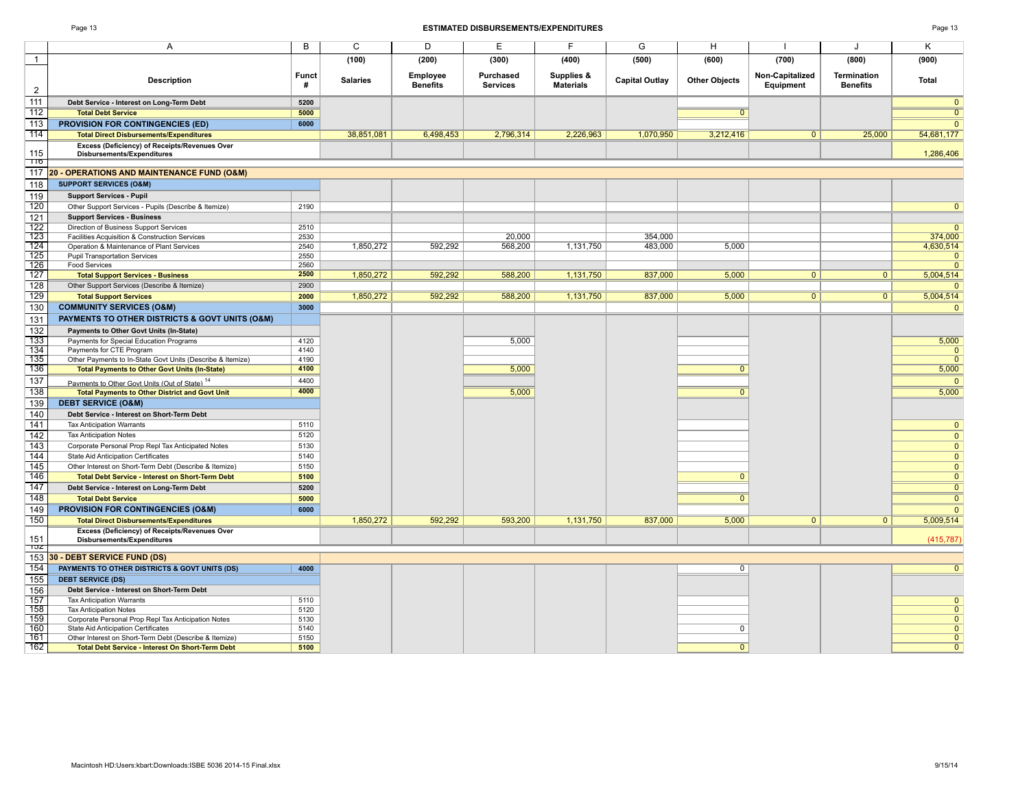## ESTIMATED DISBURSEMENTS/EXPENDITURES

| | A | B | C | D | E | F | G | H | I | J | K |
|---|---|---|---|---|---|---|---|---|---|---|---|
| 1 | | | (100) | (200) | (300) | (400) | (500) | (600) | (700) | (800) | (900) |
| 2 | Description | Funct # | Salaries | Employee Benefits | Purchased Services | Supplies & Materials | Capital Outlay | Other Objects | Non-Capitalized Equipment | Termination Benefits | Total |
| 111 | Debt Service - Interest on Long-Term Debt | 5200 | | | | | | | | | 0 |
| 112 | Total Debt Service | 5000 | | | | | | 0 | | | 0 |
| 113 | PROVISION FOR CONTINGENCIES (ED) | 6000 | | | | | | | | | 0 |
| 114 | Total Direct Disbursements/Expenditures | | 38,851,081 | 6,498,453 | 2,796,314 | 2,226,963 | 1,070,950 | 3,212,416 | 0 | 25,000 | 54,681,177 |
| 115 | Excess (Deficiency) of Receipts/Revenues Over Disbursements/Expenditures | | | | | | | | | | 1,286,406 |
| 116 | | | | | | | | | | | |
| 117 | 20 - OPERATIONS AND MAINTENANCE FUND (O&M) | | | | | | | | | | |
| 118 | SUPPORT SERVICES (O&M) | | | | | | | | | | |
| 119 | Support Services - Pupil | | | | | | | | | | |
| 120 | Other Support Services - Pupils (Describe & Itemize) | 2190 | | | | | | | | | 0 |
| 121 | Support Services - Business | | | | | | | | | | |
| 122 | Direction of Business Support Services | 2510 | | | | | | | | | 0 |
| 123 | Facilities Acquisition & Construction Services | 2530 | | | 20,000 | | 354,000 | | | | 374,000 |
| 124 | Operation & Maintenance of Plant Services | 2540 | 1,850,272 | 592,292 | 568,200 | 1,131,750 | 483,000 | 5,000 | | | 4,630,514 |
| 125 | Pupil Transportation Services | 2550 | | | | | | | | | 0 |
| 126 | Food Services | 2560 | | | | | | | | | 0 |
| 127 | Total Support Services - Business | 2500 | 1,850,272 | 592,292 | 588,200 | 1,131,750 | 837,000 | 5,000 | 0 | 0 | 5,004,514 |
| 128 | Other Support Services (Describe & Itemize) | 2900 | | | | | | | | | 0 |
| 129 | Total Support Services | 2000 | 1,850,272 | 592,292 | 588,200 | 1,131,750 | 837,000 | 5,000 | 0 | 0 | 5,004,514 |
| 130 | COMMUNITY SERVICES (O&M) | 3000 | | | | | | | | | 0 |
| 131 | PAYMENTS TO OTHER DISTRICTS & GOVT UNITS (O&M) | | | | | | | | | | |
| 132 | Payments to Other Govt Units (In-State) | | | | | | | | | | |
| 133 | Payments for Special Education Programs | 4120 | | | 5,000 | | | | | | 5,000 |
| 134 | Payments for CTE Program | 4140 | | | | | | | | | 0 |
| 135 | Other Payments to In-State Govt Units (Describe & Itemize) | 4190 | | | | | | | | | 0 |
| 136 | Total Payments to Other Govt Units (In-State) | 4100 | | | 5,000 | | | 0 | | | 5,000 |
| 137 | Payments to Other Govt Units (Out of State) [14] | 4400 | | | | | | | | | 0 |
| 138 | Total Payments to Other District and Govt Unit | 4000 | | | 5,000 | | | 0 | | | 5,000 |
| 139 | DEBT SERVICE (O&M) | | | | | | | | | | |
| 140 | Debt Service - Interest on Short-Term Debt | | | | | | | | | | |
| 141 | Tax Anticipation Warrants | 5110 | | | | | | | | | 0 |
| 142 | Tax Anticipation Notes | 5120 | | | | | | | | | 0 |
| 143 | Corporate Personal Prop Repl Tax Anticipated Notes | 5130 | | | | | | | | | 0 |
| 144 | State Aid Anticipation Certificates | 5140 | | | | | | | | | 0 |
| 145 | Other Interest on Short-Term Debt (Describe & Itemize) | 5150 | | | | | | | | | 0 |
| 146 | Total Debt Service - Interest on Short-Term Debt | 5100 | | | | | | 0 | | | 0 |
| 147 | Debt Service - Interest on Long-Term Debt | 5200 | | | | | | | | | 0 |
| 148 | Total Debt Service | 5000 | | | | | | 0 | | | 0 |
| 149 | PROVISION FOR CONTINGENCIES (O&M) | 6000 | | | | | | | | | 0 |
| 150 | Total Direct Disbursements/Expenditures | | 1,850,272 | 592,292 | 593,200 | 1,131,750 | 837,000 | 5,000 | 0 | 0 | 5,009,514 |
| 151 | Excess (Deficiency) of Receipts/Revenues Over Disbursements/Expenditures | | | | | | | | | | (415,787) |
| 152 | | | | | | | | | | | |
| 153 | 30 - DEBT SERVICE FUND (DS) | | | | | | | | | | |
| 154 | PAYMENTS TO OTHER DISTRICTS & GOVT UNITS (DS) | 4000 | | | | | | 0 | | | 0 |
| 155 | DEBT SERVICE (DS) | | | | | | | | | | |
| 156 | Debt Service - Interest on Short-Term Debt | | | | | | | | | | |
| 157 | Tax Anticipation Warrants | 5110 | | | | | | | | | 0 |
| 158 | Tax Anticipation Notes | 5120 | | | | | | | | | 0 |
| 159 | Corporate Personal Prop Repl Tax Anticipation Notes | 5130 | | | | | | | | | 0 |
| 160 | State Aid Anticipation Certificates | 5140 | | | | | | 0 | | | 0 |
| 161 | Other Interest on Short-Term Debt (Describe & Itemize) | 5150 | | | | | | | | | 0 |
| 162 | Total Debt Service - Interest On Short-Term Debt | 5100 | | | | | | 0 | | | 0 |

Macintosh HD:Users:kbart:Downloads:ISBE 5036 2014-15 Final.xlsx

9/15/14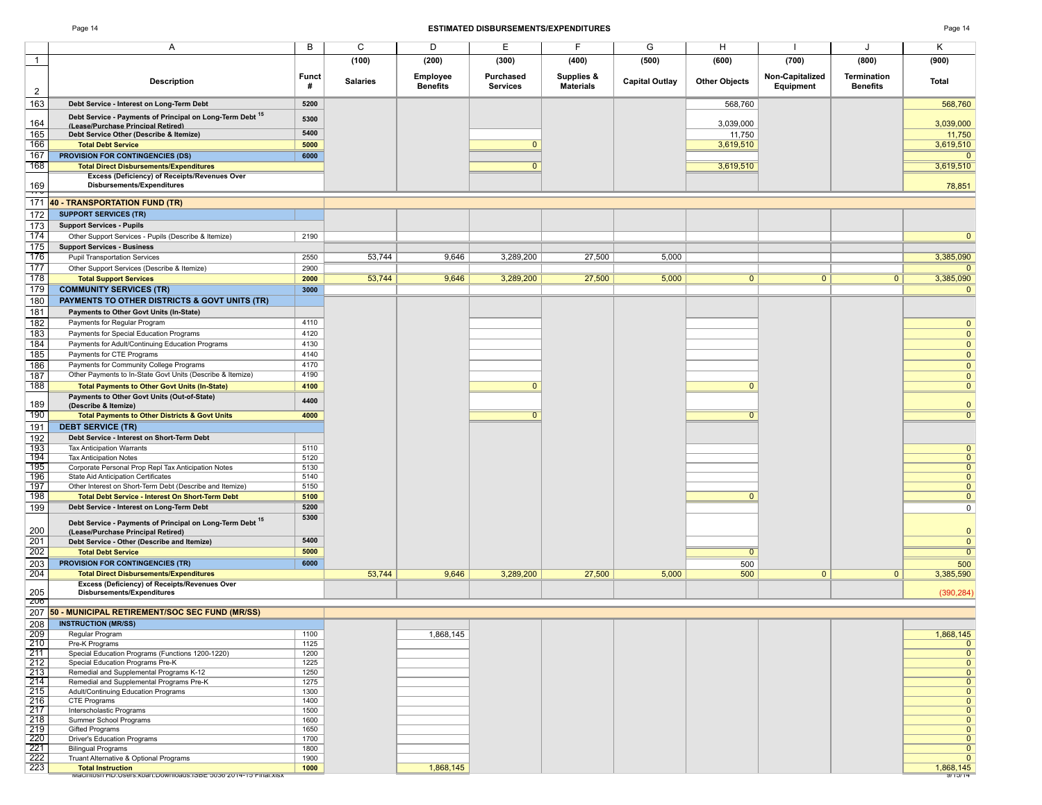## ESTIMATED DISBURSEMENTS/EXPENDITURES

| | A | B | C | D | E | F | G | H | I | J | K |
|---|---|---|---|---|---|---|---|---|---|---|---|
| 1 | | | (100) | (200) | (300) | (400) | (500) | (600) | (700) | (800) | (900) |
| 2 | Description | Funct # | Salaries | Employee Benefits | Purchased Services | Supplies & Materials | Capital Outlay | Other Objects | Non-Capitalized Equipment | Termination Benefits | Total |
| 163 | Debt Service - Interest on Long-Term Debt | 5200 | | | | | | 568,760 | | | 568,760 |
| 164 | Debt Service - Payments of Principal on Long-Term Debt [15] (Lease/Purchase Principal Retired) | 5300 | | | | | | 3,039,000 | | | 3,039,000 |
| 165 | Debt Service Other (Describe & Itemize) | 5400 | | | | | | 11,750 | | | 11,750 |
| 166 | Total Debt Service | 5000 | | | 0 | | | 3,619,510 | | | 3,619,510 |
| 167 | PROVISION FOR CONTINGENCIES (DS) | 6000 | | | | | | | | | 0 |
| 168 | Total Direct Disbursements/Expenditures | | | | 0 | | | 3,619,510 | | | 3,619,510 |
| 169 | Excess (Deficiency) of Receipts/Revenues Over Disbursements/Expenditures | | | | | | | | | | 78,851 |
| 171 | **40 - TRANSPORTATION FUND (TR)** | | | | | | | | | | |
| 172 | SUPPORT SERVICES (TR) | | | | | | | | | | |
| 173 | Support Services - Pupils | | | | | | | | | | |
| 174 | Other Support Services - Pupils (Describe & Itemize) | 2190 | | | | | | | | | 0 |
| 175 | Support Services - Business | | | | | | | | | | |
| 176 | Pupil Transportation Services | 2550 | 53,744 | 9,646 | 3,289,200 | 27,500 | 5,000 | | | | 3,385,090 |
| 177 | Other Support Services (Describe & Itemize) | 2900 | | | | | | | | | 0 |
| 178 | Total Support Services | 2000 | 53,744 | 9,646 | 3,289,200 | 27,500 | 5,000 | 0 | 0 | 0 | 3,385,090 |
| 179 | COMMUNITY SERVICES (TR) | 3000 | | | | | | | | | 0 |
| 180 | PAYMENTS TO OTHER DISTRICTS & GOVT UNITS (TR) | | | | | | | | | | |
| 181 | Payments to Other Govt Units (In-State) | | | | | | | | | | |
| 182 | Payments for Regular Program | 4110 | | | | | | | | | 0 |
| 183 | Payments for Special Education Programs | 4120 | | | | | | | | | 0 |
| 184 | Payments for Adult/Continuing Education Programs | 4130 | | | | | | | | | 0 |
| 185 | Payments for CTE Programs | 4140 | | | | | | | | | 0 |
| 186 | Payments for Community College Programs | 4170 | | | | | | | | | 0 |
| 187 | Other Payments to In-State Govt Units (Describe & Itemize) | 4190 | | | | | | | | | 0 |
| 188 | Total Payments to Other Govt Units (In-State) | 4100 | | | 0 | | | 0 | | | 0 |
| 189 | Payments to Other Govt Units (Out-of-State) (Describe & Itemize) | 4400 | | | | | | | | | 0 |
| 190 | Total Payments to Other Districts & Govt Units | 4000 | | | 0 | | | 0 | | | 0 |
| 191 | DEBT SERVICE (TR) | | | | | | | | | | |
| 192 | Debt Service - Interest on Short-Term Debt | | | | | | | | | | |
| 193 | Tax Anticipation Warrants | 5110 | | | | | | | | | 0 |
| 194 | Tax Anticipation Notes | 5120 | | | | | | | | | 0 |
| 195 | Corporate Personal Prop Repl Tax Anticipation Notes | 5130 | | | | | | | | | 0 |
| 196 | State Aid Anticipation Certificates | 5140 | | | | | | | | | 0 |
| 197 | Other Interest on Short-Term Debt (Describe and Itemize) | 5150 | | | | | | | | | 0 |
| 198 | Total Debt Service - Interest On Short-Term Debt | 5100 | | | | | | 0 | | | 0 |
| 199 | Debt Service - Interest on Long-Term Debt | 5200 | | | | | | | | | 0 |
| 200 | Debt Service - Payments of Principal on Long-Term Debt [15] (Lease/Purchase Principal Retired) | 5300 | | | | | | | | | 0 |
| 201 | Debt Service - Other (Describe and Itemize) | 5400 | | | | | | | | | 0 |
| 202 | Total Debt Service | 5000 | | | | | | 0 | | | 0 |
| 203 | PROVISION FOR CONTINGENCIES (TR) | 6000 | | | | | | 500 | | | 500 |
| 204 | Total Direct Disbursements/Expenditures | | 53,744 | 9,646 | 3,289,200 | 27,500 | 5,000 | 500 | 0 | 0 | 3,385,590 |
| 205 | Excess (Deficiency) of Receipts/Revenues Over Disbursements/Expenditures | | | | | | | | | | (390,284) |
| 207 | **50 - MUNICIPAL RETIREMENT/SOC SEC FUND (MR/SS)** | | | | | | | | | | |
| 208 | INSTRUCTION (MR/SS) | | | | | | | | | | |
| 209 | Regular Program | 1100 | | 1,868,145 | | | | | | | 1,868,145 |
| 210 | Pre-K Programs | 1125 | | | | | | | | | 0 |
| 211 | Special Education Programs (Functions 1200-1220) | 1200 | | | | | | | | | 0 |
| 212 | Special Education Programs Pre-K | 1225 | | | | | | | | | 0 |
| 213 | Remedial and Supplemental Programs K-12 | 1250 | | | | | | | | | 0 |
| 214 | Remedial and Supplemental Programs Pre-K | 1275 | | | | | | | | | 0 |
| 215 | Adult/Continuing Education Programs | 1300 | | | | | | | | | 0 |
| 216 | CTE Programs | 1400 | | | | | | | | | 0 |
| 217 | Interscholastic Programs | 1500 | | | | | | | | | 0 |
| 218 | Summer School Programs | 1600 | | | | | | | | | 0 |
| 219 | Gifted Programs | 1650 | | | | | | | | | 0 |
| 220 | Driver's Education Programs | 1700 | | | | | | | | | 0 |
| 221 | Bilingual Programs | 1800 | | | | | | | | | 0 |
| 222 | Truant Alternative & Optional Programs | 1900 | | | | | | | | | 0 |
| 223 | Total Instruction | 1000 | | 1,868,145 | | | | | | | 1,868,145 |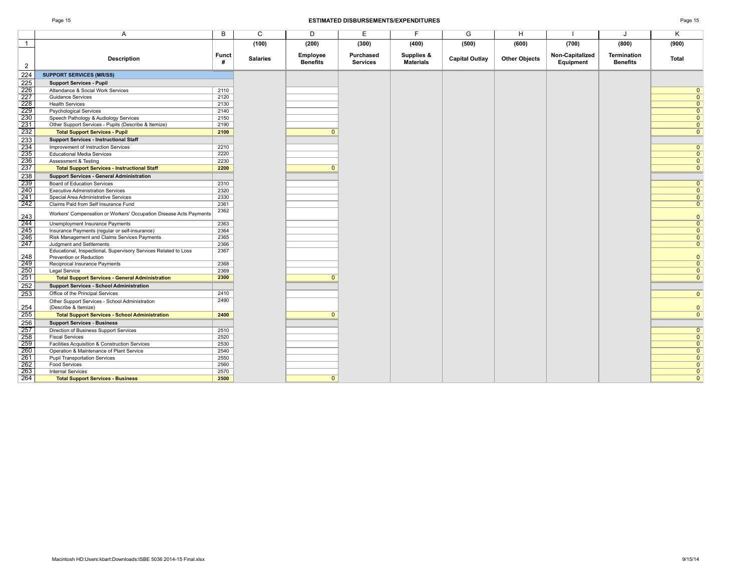## ESTIMATED DISBURSEMENTS/EXPENDITURES

| | A | B | C | D | E | F | G | H | I | J | K |
|---|---|---|---|---|---|---|---|---|---|---|---|
| 1 | | | (100) | (200) | (300) | (400) | (500) | (600) | (700) | (800) | (900) |
| 2 | **Description** | **Funct #** | **Salaries** | **Employee Benefits** | **Purchased Services** | **Supplies & Materials** | **Capital Outlay** | **Other Objects** | **Non-Capitalized Equipment** | **Termination Benefits** | **Total** |
| 224 | **SUPPORT SERVICES (MR/SS)** | | | | | | | | | | |
| 225 | **Support Services - Pupil** | | | | | | | | | | |
| 226 | Attendance & Social Work Services | 2110 | | | | | | | | | 0 |
| 227 | Guidance Services | 2120 | | | | | | | | | 0 |
| 228 | Health Services | 2130 | | | | | | | | | 0 |
| 229 | Psychological Services | 2140 | | | | | | | | | 0 |
| 230 | Speech Pathology & Audiology Services | 2150 | | | | | | | | | 0 |
| 231 | Other Support Services - Pupils (Describe & Itemize) | 2190 | | | | | | | | | 0 |
| 232 | **Total Support Services - Pupil** | **2100** | | 0 | | | | | | | 0 |
| 233 | **Support Services - Instructional Staff** | | | | | | | | | | |
| 234 | Improvement of Instruction Services | 2210 | | | | | | | | | 0 |
| 235 | Educational Media Services | 2220 | | | | | | | | | 0 |
| 236 | Assessment & Testing | 2230 | | | | | | | | | 0 |
| 237 | **Total Support Services - Instructional Staff** | **2200** | | 0 | | | | | | | 0 |
| 238 | **Support Services - General Administration** | | | | | | | | | | |
| 239 | Board of Education Services | 2310 | | | | | | | | | 0 |
| 240 | Executive Administration Services | 2320 | | | | | | | | | 0 |
| 241 | Special Area Administrative Services | 2330 | | | | | | | | | 0 |
| 242 | Claims Paid from Self Insurance Fund | 2361 | | | | | | | | | 0 |
| 243 | Workers' Compensation or Workers' Occupation Disease Acts Payments | 2362 | | | | | | | | | 0 |
| 244 | Unemployment Insurance Payments | 2363 | | | | | | | | | 0 |
| 245 | Insurance Payments (regular or self-insurance) | 2364 | | | | | | | | | 0 |
| 246 | Risk Management and Claims Services Payments | 2365 | | | | | | | | | 0 |
| 247 | Judgment and Settlements | 2366 | | | | | | | | | 0 |
| 248 | Educational, Inspectional, Supervisory Services Related to Loss Prevention or Reduction | 2367 | | | | | | | | | 0 |
| 249 | Reciprocal Insurance Payments | 2368 | | | | | | | | | 0 |
| 250 | Legal Service | 2369 | | | | | | | | | 0 |
| 251 | **Total Support Services - General Administration** | **2300** | | 0 | | | | | | | 0 |
| 252 | **Support Services - School Administration** | | | | | | | | | | |
| 253 | Office of the Principal Services | 2410 | | | | | | | | | 0 |
| 254 | Other Support Services - School Administration (Describe & Itemize) | 2490 | | | | | | | | | 0 |
| 255 | **Total Support Services - School Administration** | **2400** | | 0 | | | | | | | 0 |
| 256 | **Support Services - Business** | | | | | | | | | | |
| 257 | Direction of Business Support Services | 2510 | | | | | | | | | 0 |
| 258 | Fiscal Services | 2520 | | | | | | | | | 0 |
| 259 | Facilities Acquisition & Construction Services | 2530 | | | | | | | | | 0 |
| 260 | Operation & Maintenance of Plant Service | 2540 | | | | | | | | | 0 |
| 261 | Pupil Transportation Services | 2550 | | | | | | | | | 0 |
| 262 | Food Services | 2560 | | | | | | | | | 0 |
| 263 | Internal Services | 2570 | | | | | | | | | 0 |
| 264 | **Total Support Services - Business** | **2500** | | 0 | | | | | | | 0 |

Macintosh HD:Users:kbart:Downloads:ISBE 5036 2014-15 Final.xlsx

9/15/14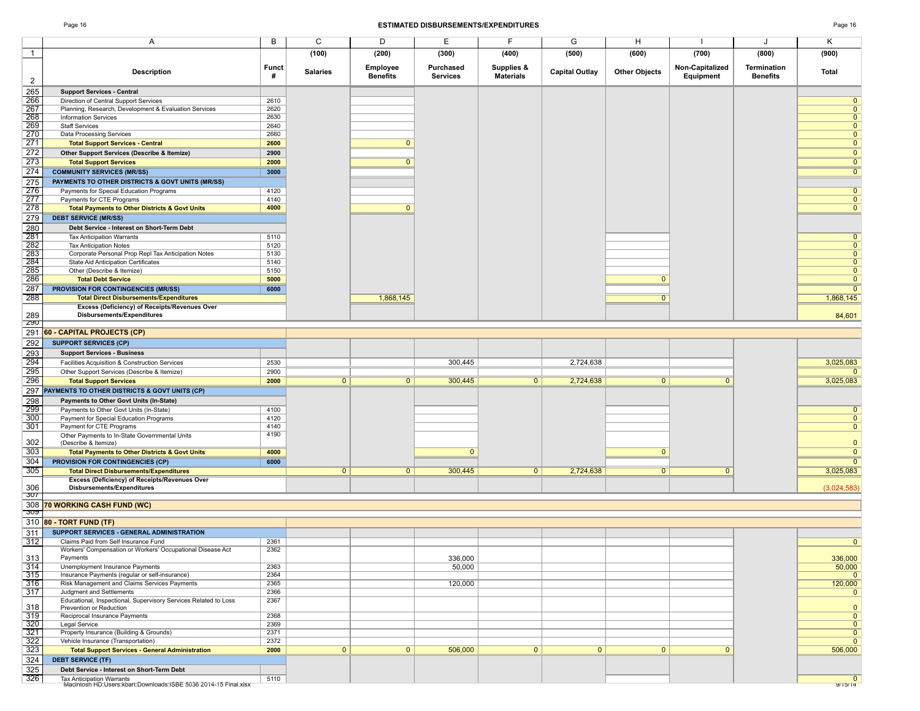# ESTIMATED DISBURSEMENTS/EXPENDITURES

| | A | B | C | D | E | F | G | H | I | J | K |
|---|---|---|---|---|---|---|---|---|---|---|---|
| 1 | | | (100) | (200) | (300) | (400) | (500) | (600) | (700) | (800) | (900) |
| 2 | **Description** | **Funct #** | **Salaries** | **Employee Benefits** | **Purchased Services** | **Supplies & Materials** | **Capital Outlay** | **Other Objects** | **Non-Capitalized Equipment** | **Termination Benefits** | **Total** |
| 265 | **Support Services - Central** | | | | | | | | | | |
| 266 | Direction of Central Support Services | 2610 | | | | | | | | | 0 |
| 267 | Planning, Research, Development & Evaluation Services | 2620 | | | | | | | | | 0 |
| 268 | Information Services | 2630 | | | | | | | | | 0 |
| 269 | Staff Services | 2640 | | | | | | | | | 0 |
| 270 | Data Processing Services | 2660 | | | | | | | | | 0 |
| 271 | **Total Support Services - Central** | **2600** | | 0 | | | | | | | 0 |
| 272 | **Other Support Services (Describe & Itemize)** | **2900** | | | | | | | | | 0 |
| 273 | **Total Support Services** | **2000** | | 0 | | | | | | | 0 |
| 274 | **COMMUNITY SERVICES (MR/SS)** | **3000** | | | | | | | | | 0 |
| 275 | **PAYMENTS TO OTHER DISTRICTS & GOVT UNITS (MR/SS)** | | | | | | | | | | |
| 276 | Payments for Special Education Programs | 4120 | | | | | | | | | 0 |
| 277 | Payments for CTE Programs | 4140 | | | | | | | | | 0 |
| 278 | **Total Payments to Other Districts & Govt Units** | **4000** | | 0 | | | | | | | 0 |
| 279 | **DEBT SERVICE (MR/SS)** | | | | | | | | | | |
| 280 | **Debt Service - Interest on Short-Term Debt** | | | | | | | | | | |
| 281 | Tax Anticipation Warrants | 5110 | | | | | | | | | 0 |
| 282 | Tax Anticipation Notes | 5120 | | | | | | | | | 0 |
| 283 | Corporate Personal Prop Repl Tax Anticipation Notes | 5130 | | | | | | | | | 0 |
| 284 | State Aid Anticipation Certificates | 5140 | | | | | | | | | 0 |
| 285 | Other (Describe & Itemize) | 5150 | | | | | | | | | 0 |
| 286 | **Total Debt Service** | **5000** | | | | | | 0 | | | 0 |
| 287 | **PROVISION FOR CONTINGENCIES (MR/SS)** | **6000** | | | | | | | | | 0 |
| 288 | **Total Direct Disbursements/Expenditures** | | | 1,868,145 | | | | 0 | | | 1,868,145 |
| 289 | **Excess (Deficiency) of Receipts/Revenues Over Disbursements/Expenditures** | | | | | | | | | | 84,601 |
| 291 | **60 - CAPITAL PROJECTS (CP)** | | | | | | | | | | |
| 292 | **SUPPORT SERVICES (CP)** | | | | | | | | | | |
| 293 | **Support Services - Business** | | | | | | | | | | |
| 294 | Facilities Acquisition & Construction Services | 2530 | | | 300,445 | | 2,724,638 | | | | 3,025,083 |
| 295 | Other Support Services (Describe & Itemize) | 2900 | | | | | | | | | 0 |
| 296 | **Total Support Services** | **2000** | 0 | 0 | 300,445 | 0 | 2,724,638 | 0 | 0 | | 3,025,083 |
| 297 | **PAYMENTS TO OTHER DISTRICTS & GOVT UNITS (CP)** | | | | | | | | | | |
| 298 | **Payments to Other Govt Units (In-State)** | | | | | | | | | | |
| 299 | Payments to Other Govt Units (In-State) | 4100 | | | | | | | | | 0 |
| 300 | Payment for Special Education Programs | 4120 | | | | | | | | | 0 |
| 301 | Payment for CTE Programs | 4140 | | | | | | | | | 0 |
| 302 | Other Payments to In-State Governmental Units (Describe & Itemize) | 4190 | | | | | | | | | 0 |
| 303 | **Total Payments to Other Districts & Govt Units** | **4000** | | | 0 | | | 0 | | | 0 |
| 304 | **PROVISION FOR CONTINGENCIES (CP)** | **6000** | | | | | | | | | 0 |
| 305 | **Total Direct Disbursements/Expenditures** | | 0 | 0 | 300,445 | 0 | 2,724,638 | 0 | 0 | | 3,025,083 |
| 306 | **Excess (Deficiency) of Receipts/Revenues Over Disbursements/Expenditures** | | | | | | | | | | (3,024,583) |
| 308 | **70 WORKING CASH FUND (WC)** | | | | | | | | | | |
| 310 | **80 - TORT FUND (TF)** | | | | | | | | | | |
| 311 | **SUPPORT SERVICES - GENERAL ADMINISTRATION** | | | | | | | | | | |
| 312 | Claims Paid from Self Insurance Fund | 2361 | | | | | | | | | 0 |
| 313 | Workers' Compensation or Workers' Occupational Disease Act Payments | 2362 | | | 336,000 | | | | | | 336,000 |
| 314 | Unemployment Insurance Payments | 2363 | | | 50,000 | | | | | | 50,000 |
| 315 | Insurance Payments (regular or self-insurance) | 2364 | | | | | | | | | 0 |
| 316 | Risk Management and Claims Services Payments | 2365 | | | 120,000 | | | | | | 120,000 |
| 317 | Judgment and Settlements | 2366 | | | | | | | | | 0 |
| 318 | Educational, Inspectional, Supervisory Services Related to Loss Prevention or Reduction | 2367 | | | | | | | | | 0 |
| 319 | Reciprocal Insurance Payments | 2368 | | | | | | | | | 0 |
| 320 | Legal Service | 2369 | | | | | | | | | 0 |
| 321 | Property Insurance (Building & Grounds) | 2371 | | | | | | | | | 0 |
| 322 | Vehicle Insurance (Transportation) | 2372 | | | | | | | | | 0 |
| 323 | **Total Support Services - General Administration** | **2000** | 0 | 0 | 506,000 | 0 | 0 | 0 | 0 | | 506,000 |
| 324 | **DEBT SERVICE (TF)** | | | | | | | | | | |
| 325 | **Debt Service - Interest on Short-Term Debt** | | | | | | | | | | |
| 326 | Tax Anticipation Warrants | 5110 | | | | | | | | | 0 |

Macintosh HD:Users:kbart:Downloads:ISBE 5036 2014-15 Final.xlsx

9/15/14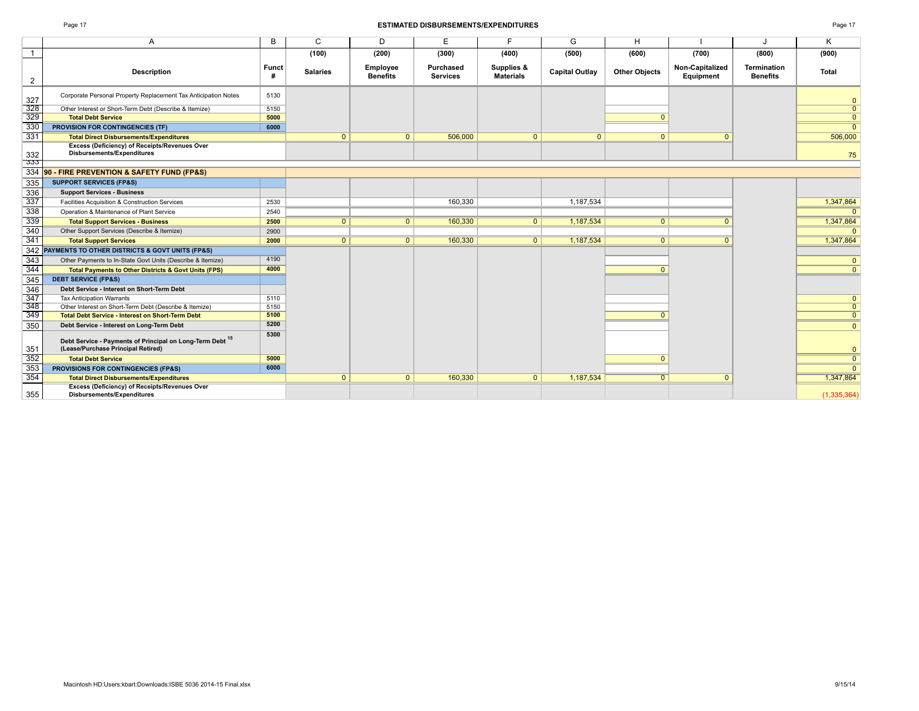## ESTIMATED DISBURSEMENTS/EXPENDITURES

| | A | B | C | D | E | F | G | H | I | J | K |
|---|---|---|---|---|---|---|---|---|---|---|---|
| 1 | | | (100) | (200) | (300) | (400) | (500) | (600) | (700) | (800) | (900) |
| 2 | **Description** | **Funct #** | **Salaries** | **Employee Benefits** | **Purchased Services** | **Supplies & Materials** | **Capital Outlay** | **Other Objects** | **Non-Capitalized Equipment** | **Termination Benefits** | **Total** |
| 327 | Corporate Personal Property Replacement Tax Anticipation Notes | 5130 | | | | | | | | | 0 |
| 328 | Other Interest or Short-Term Debt (Describe & Itemize) | 5150 | | | | | | | | | 0 |
| 329 | **Total Debt Service** | **5000** | | | | | | 0 | | | 0 |
| 330 | **PROVISION FOR CONTINGENCIES (TF)** | **6000** | | | | | | | | | 0 |
| 331 | **Total Direct Disbursements/Expenditures** | | 0 | 0 | 506,000 | 0 | 0 | 0 | 0 | | 506,000 |
| 332 | **Excess (Deficiency) of Receipts/Revenues Over Disbursements/Expenditures** | | | | | | | | | | 75 |
| 333 | | | | | | | | | | | |
| 334 | **90 - FIRE PREVENTION & SAFETY FUND (FP&S)** | | | | | | | | | | |
| 335 | **SUPPORT SERVICES (FP&S)** | | | | | | | | | | |
| 336 | **Support Services - Business** | | | | | | | | | | |
| 337 | Facilities Acquisition & Construction Services | 2530 | | | 160,330 | | 1,187,534 | | | | 1,347,864 |
| 338 | Operation & Maintenance of Plant Service | 2540 | | | | | | | | | 0 |
| 339 | **Total Support Services - Business** | **2500** | 0 | 0 | 160,330 | 0 | 1,187,534 | 0 | 0 | | 1,347,864 |
| 340 | Other Support Services (Describe & Itemize) | 2900 | | | | | | | | | 0 |
| 341 | **Total Support Services** | **2000** | 0 | 0 | 160,330 | 0 | 1,187,534 | 0 | 0 | | 1,347,864 |
| 342 | **PAYMENTS TO OTHER DISTRICTS & GOVT UNITS (FP&S)** | | | | | | | | | | |
| 343 | Other Payments to In-State Govt Units (Describe & Itemize) | 4190 | | | | | | | | | 0 |
| 344 | **Total Payments to Other Districts & Govt Units (FPS)** | **4000** | | | | | | 0 | | | 0 |
| 345 | **DEBT SERVICE (FP&S)** | | | | | | | | | | |
| 346 | **Debt Service - Interest on Short-Term Debt** | | | | | | | | | | |
| 347 | Tax Anticipation Warrants | 5110 | | | | | | | | | 0 |
| 348 | Other Interest on Short-Term Debt (Describe & Itemize) | 5150 | | | | | | | | | 0 |
| 349 | **Total Debt Service - Interest on Short-Term Debt** | **5100** | | | | | | 0 | | | 0 |
| 350 | **Debt Service - Interest on Long-Term Debt** | **5200** | | | | | | | | | 0 |
| 351 | **Debt Service - Payments of Principal on Long-Term Debt [15] (Lease/Purchase Principal Retired)** | **5300** | | | | | | | | | 0 |
| 352 | **Total Debt Service** | **5000** | | | | | | 0 | | | 0 |
| 353 | **PROVISIONS FOR CONTINGENCIES (FP&S)** | **6000** | | | | | | | | | 0 |
| 354 | **Total Direct Disbursements/Expenditures** | | 0 | 0 | 160,330 | 0 | 1,187,534 | 0 | 0 | | 1,347,864 |
| 355 | **Excess (Deficiency) of Receipts/Revenues Over Disbursements/Expenditures** | | | | | | | | | | (1,335,364) |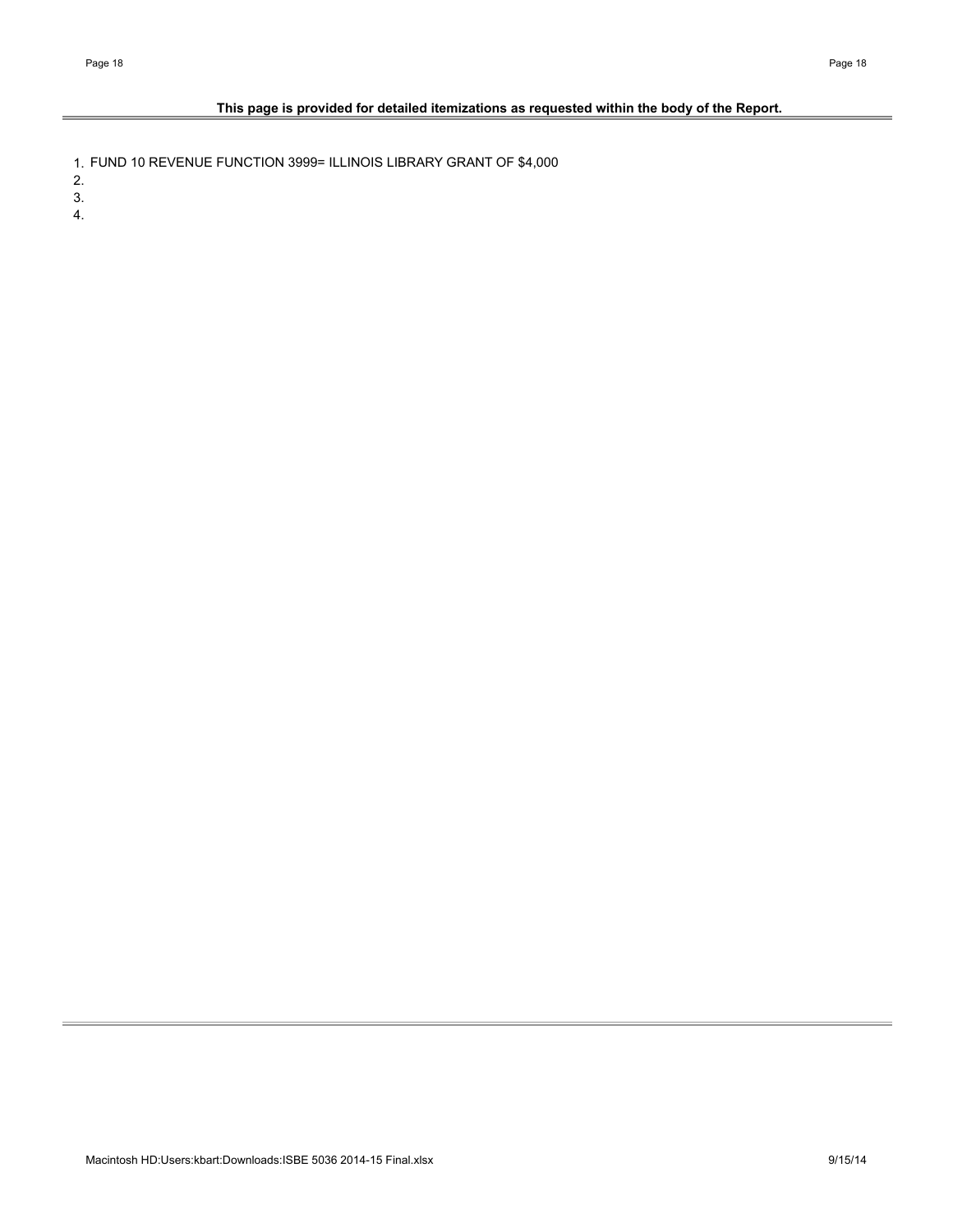**This page is provided for detailed itemizations as requested within the body of the Report.**

1. FUND 10 REVENUE FUNCTION 3999= ILLINOIS LIBRARY GRANT OF $4,000
2. 
3. 
4.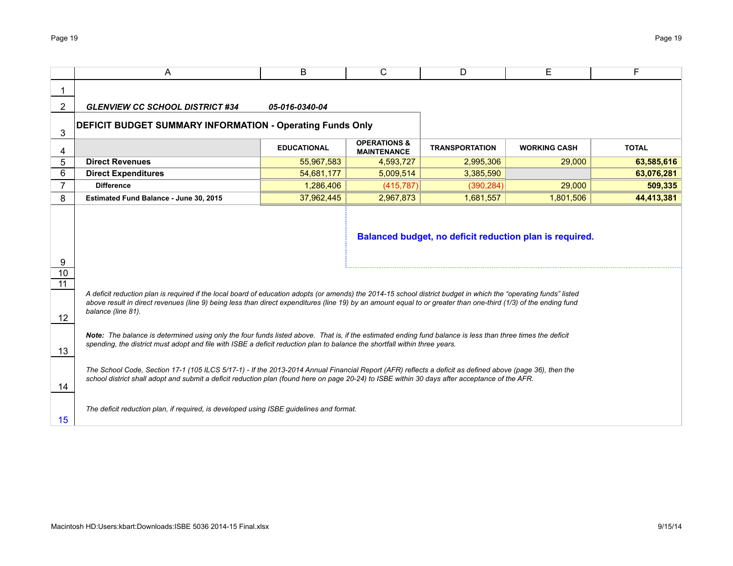*GLENVIEW CC SCHOOL DISTRICT #34* *05-016-0340-04*

## DEFICIT BUDGET SUMMARY INFORMATION - Operating Funds Only

| | EDUCATIONAL | OPERATIONS & MAINTENANCE | TRANSPORTATION | WORKING CASH | TOTAL |
|---|---|---|---|---|---|
| **Direct Revenues** | 55,967,583 | 4,593,727 | 2,995,306 | 29,000 | **63,585,616** |
| **Direct Expenditures** | 54,681,177 | 5,009,514 | 3,385,590 | | **63,076,281** |
| **Difference** | 1,286,406 | (415,787) | (390,284) | 29,000 | **509,335** |
| **Estimated Fund Balance - June 30, 2015** | 37,962,445 | 2,967,873 | 1,681,557 | 1,801,506 | **44,413,381** |

**Balanced budget, no deficit reduction plan is required.**

*A deficit reduction plan is required if the local board of education adopts (or amends) the 2014-15 school district budget in which the "operating funds" listed above result in direct revenues (line 9) being less than direct expenditures (line 19) by an amount equal to or greater than one-third (1/3) of the ending fund balance (line 81).*

***Note:*** *The balance is determined using only the four funds listed above. That is, if the estimated ending fund balance is less than three times the deficit spending, the district must adopt and file with ISBE a deficit reduction plan to balance the shortfall within three years.*

*The School Code, Section 17-1 (105 ILCS 5/17-1) - If the 2013-2014 Annual Financial Report (AFR) reflects a deficit as defined above (page 36), then the school district shall adopt and submit a deficit reduction plan (found here on page 20-24) to ISBE within 30 days after acceptance of the AFR.*

*The deficit reduction plan, if required, is developed using ISBE guidelines and format.*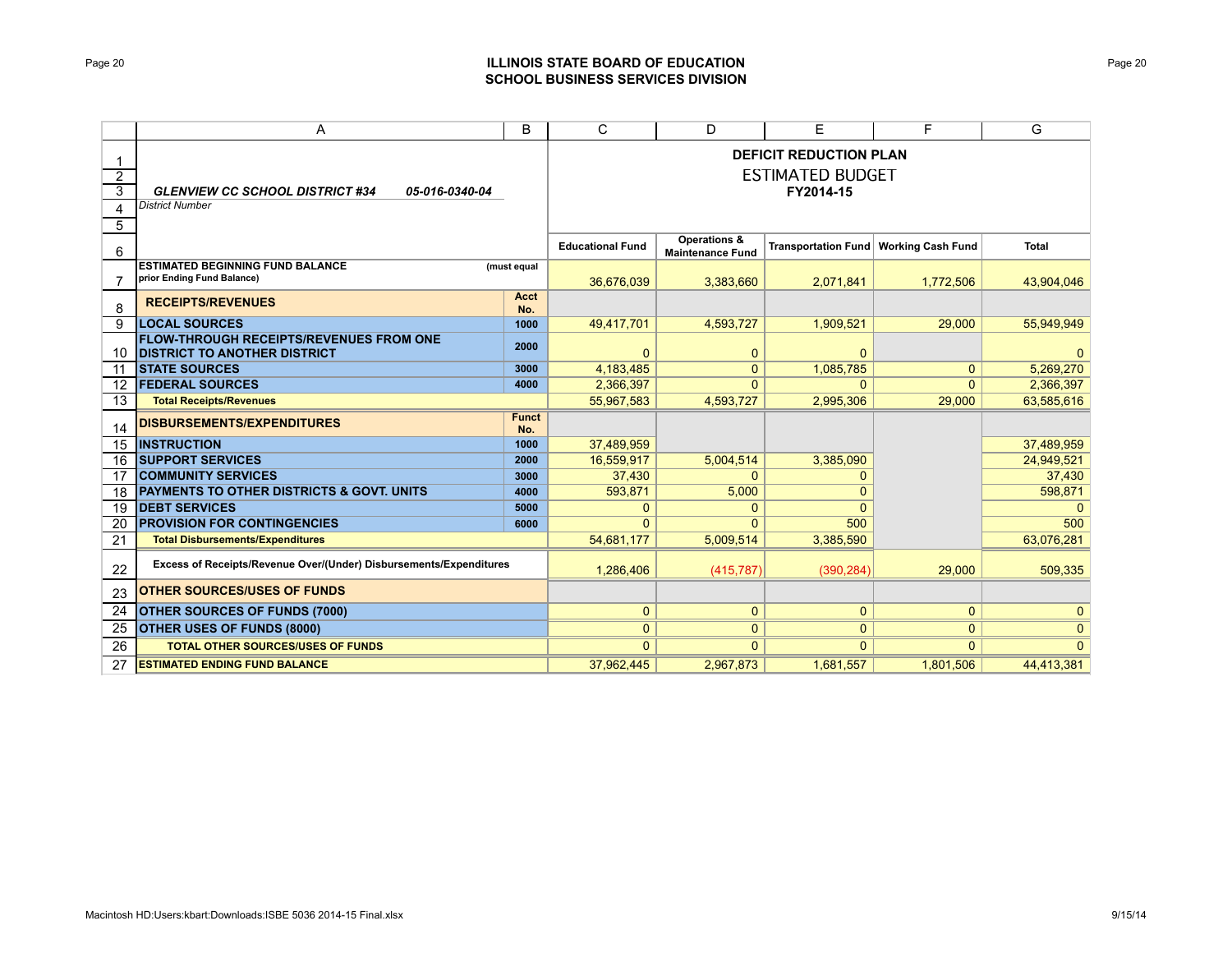## ILLINOIS STATE BOARD OF EDUCATION
## SCHOOL BUSINESS SERVICES DIVISION

| | A | B | C | D | E | F | G |
|---|---|---|---|---|---|---|---|
| 1 | | | **DEFICIT REDUCTION PLAN** | | | | |
| 2 | | | ESTIMATED BUDGET | | | | |
| 3 | ***GLENVIEW CC SCHOOL DISTRICT #34*** ***05-016-0340-04*** | | **FY2014-15** | | | | |
| 4 | *District Number* | | | | | | |
| 5 | | | | | | | |
| 6 | | | **Educational Fund** | **Operations & Maintenance Fund** | **Transportation Fund** | **Working Cash Fund** | **Total** |
| 7 | **ESTIMATED BEGINNING FUND BALANCE prior Ending Fund Balance)** | **(must equal** | 36,676,039 | 3,383,660 | 2,071,841 | 1,772,506 | 43,904,046 |
| 8 | **RECEIPTS/REVENUES** | **Acct No.** | | | | | |
| 9 | **LOCAL SOURCES** | **1000** | 49,417,701 | 4,593,727 | 1,909,521 | 29,000 | 55,949,949 |
| 10 | **FLOW-THROUGH RECEIPTS/REVENUES FROM ONE DISTRICT TO ANOTHER DISTRICT** | **2000** | 0 | 0 | 0 | | 0 |
| 11 | **STATE SOURCES** | **3000** | 4,183,485 | 0 | 1,085,785 | 0 | 5,269,270 |
| 12 | **FEDERAL SOURCES** | **4000** | 2,366,397 | 0 | 0 | 0 | 2,366,397 |
| 13 | **Total Receipts/Revenues** | | 55,967,583 | 4,593,727 | 2,995,306 | 29,000 | 63,585,616 |
| 14 | **DISBURSEMENTS/EXPENDITURES** | **Funct No.** | | | | | |
| 15 | **INSTRUCTION** | **1000** | 37,489,959 | | | | 37,489,959 |
| 16 | **SUPPORT SERVICES** | **2000** | 16,559,917 | 5,004,514 | 3,385,090 | | 24,949,521 |
| 17 | **COMMUNITY SERVICES** | **3000** | 37,430 | 0 | 0 | | 37,430 |
| 18 | **PAYMENTS TO OTHER DISTRICTS & GOVT. UNITS** | **4000** | 593,871 | 5,000 | 0 | | 598,871 |
| 19 | **DEBT SERVICES** | **5000** | 0 | 0 | 0 | | 0 |
| 20 | **PROVISION FOR CONTINGENCIES** | **6000** | 0 | 0 | 500 | | 500 |
| 21 | **Total Disbursements/Expenditures** | | 54,681,177 | 5,009,514 | 3,385,590 | | 63,076,281 |
| 22 | **Excess of Receipts/Revenue Over/(Under) Disbursements/Expenditures** | | 1,286,406 | (415,787) | (390,284) | 29,000 | 509,335 |
| 23 | **OTHER SOURCES/USES OF FUNDS** | | | | | | |
| 24 | **OTHER SOURCES OF FUNDS (7000)** | | 0 | 0 | 0 | 0 | 0 |
| 25 | **OTHER USES OF FUNDS (8000)** | | 0 | 0 | 0 | 0 | 0 |
| 26 | **TOTAL OTHER SOURCES/USES OF FUNDS** | | 0 | 0 | 0 | 0 | 0 |
| 27 | **ESTIMATED ENDING FUND BALANCE** | | 37,962,445 | 2,967,873 | 1,681,557 | 1,801,506 | 44,413,381 |

Macintosh HD:Users:kbart:Downloads:ISBE 5036 2014-15 Final.xlsx 9/15/14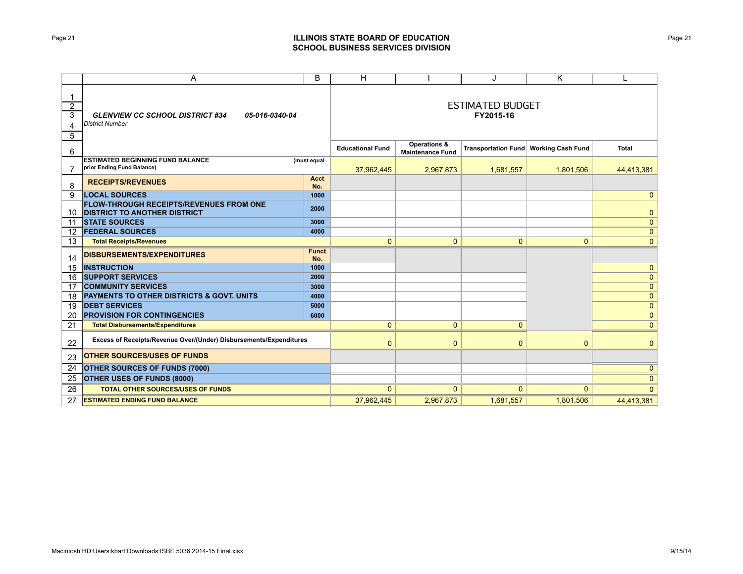## ILLINOIS STATE BOARD OF EDUCATION
## SCHOOL BUSINESS SERVICES DIVISION

| | A | B | H | I | J | K | L |
|---|---|---|---|---|---|---|---|
| 1-5 | ***GLENVIEW CC SCHOOL DISTRICT #34*** ***05-016-0340-04*** *District Number* | | ESTIMATED BUDGET **FY2015-16** | | | | |
| 6 | | | **Educational Fund** | **Operations & Maintenance Fund** | **Transportation Fund** | **Working Cash Fund** | **Total** |
| 7 | **ESTIMATED BEGINNING FUND BALANCE prior Ending Fund Balance)** | **(must equal** | 37,962,445 | 2,967,873 | 1,681,557 | 1,801,506 | 44,413,381 |
| 8 | **RECEIPTS/REVENUES** | **Acct No.** | | | | | |
| 9 | **LOCAL SOURCES** | **1000** | | | | | 0 |
| 10 | **FLOW-THROUGH RECEIPTS/REVENUES FROM ONE DISTRICT TO ANOTHER DISTRICT** | **2000** | | | | | 0 |
| 11 | **STATE SOURCES** | **3000** | | | | | 0 |
| 12 | **FEDERAL SOURCES** | **4000** | | | | | 0 |
| 13 | **Total Receipts/Revenues** | | 0 | 0 | 0 | 0 | 0 |
| 14 | **DISBURSEMENTS/EXPENDITURES** | **Funct No.** | | | | | |
| 15 | **INSTRUCTION** | **1000** | | | | | 0 |
| 16 | **SUPPORT SERVICES** | **2000** | | | | | 0 |
| 17 | **COMMUNITY SERVICES** | **3000** | | | | | 0 |
| 18 | **PAYMENTS TO OTHER DISTRICTS & GOVT. UNITS** | **4000** | | | | | 0 |
| 19 | **DEBT SERVICES** | **5000** | | | | | 0 |
| 20 | **PROVISION FOR CONTINGENCIES** | **6000** | | | | | 0 |
| 21 | **Total Disbursements/Expenditures** | | 0 | 0 | 0 | | 0 |
| 22 | **Excess of Receipts/Revenue Over/(Under) Disbursements/Expenditures** | | 0 | 0 | 0 | 0 | 0 |
| 23 | **OTHER SOURCES/USES OF FUNDS** | | | | | | |
| 24 | **OTHER SOURCES OF FUNDS (7000)** | | | | | | 0 |
| 25 | **OTHER USES OF FUNDS (8000)** | | | | | | 0 |
| 26 | **TOTAL OTHER SOURCES/USES OF FUNDS** | | 0 | 0 | 0 | 0 | 0 |
| 27 | **ESTIMATED ENDING FUND BALANCE** | | 37,962,445 | 2,967,873 | 1,681,557 | 1,801,506 | 44,413,381 |

Macintosh HD:Users:kbart:Downloads:ISBE 5036 2014-15 Final.xlsx 9/15/14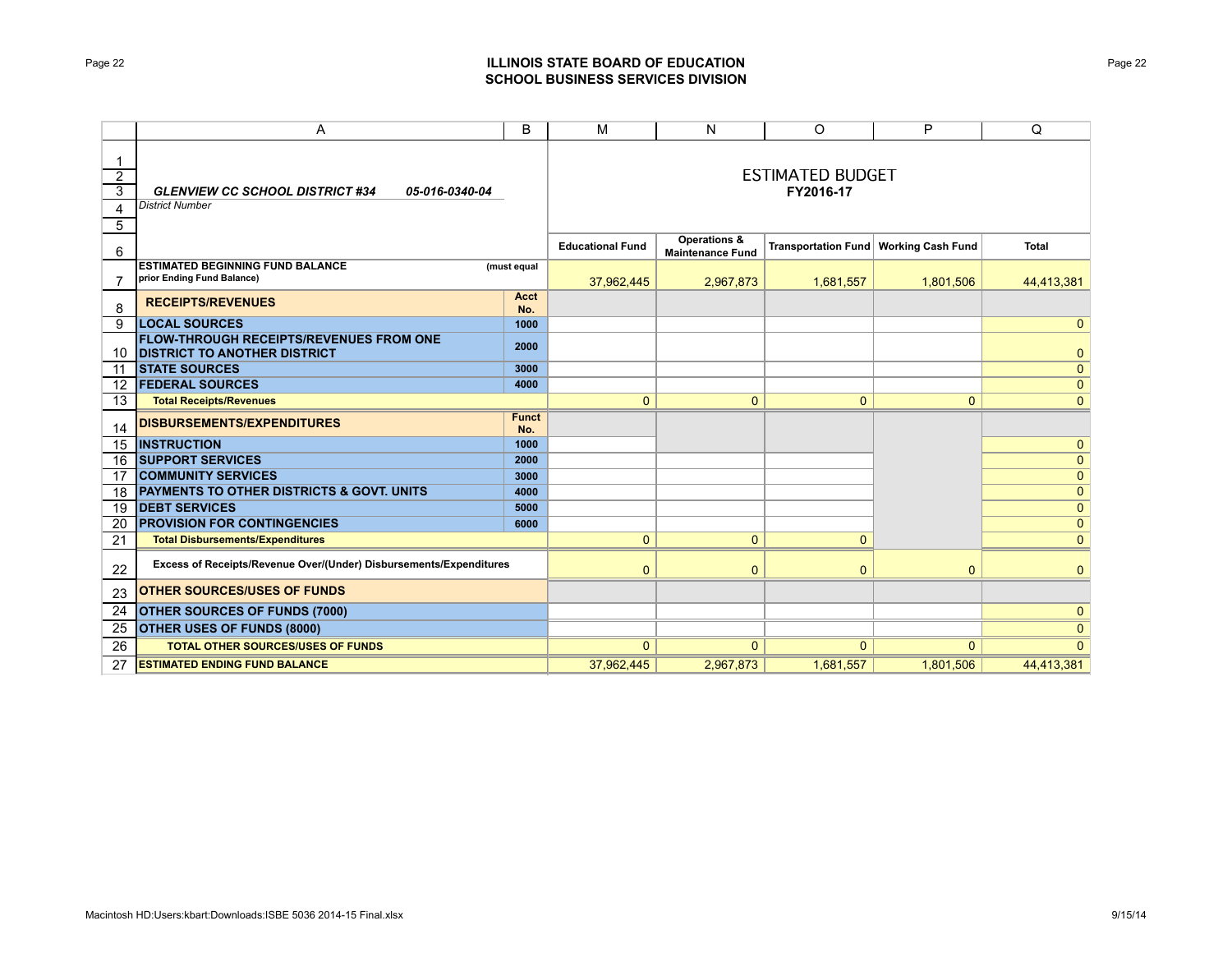ILLINOIS STATE BOARD OF EDUCATION
SCHOOL BUSINESS SERVICES DIVISION

| | A | B | M | N | O | P | Q |
|---|---|---|---|---|---|---|---|
| 1-5 | ***GLENVIEW CC SCHOOL DISTRICT #34*** ***05-016-0340-04*** *District Number* | | ESTIMATED BUDGET **FY2016-17** | | | | |
| 6 | | | **Educational Fund** | **Operations & Maintenance Fund** | **Transportation Fund** | **Working Cash Fund** | **Total** |
| 7 | **ESTIMATED BEGINNING FUND BALANCE prior Ending Fund Balance)** | **(must equal** | 37,962,445 | 2,967,873 | 1,681,557 | 1,801,506 | 44,413,381 |
| 8 | **RECEIPTS/REVENUES** | **Acct No.** | | | | | |
| 9 | **LOCAL SOURCES** | **1000** | | | | | 0 |
| 10 | **FLOW-THROUGH RECEIPTS/REVENUES FROM ONE DISTRICT TO ANOTHER DISTRICT** | **2000** | | | | | 0 |
| 11 | **STATE SOURCES** | **3000** | | | | | 0 |
| 12 | **FEDERAL SOURCES** | **4000** | | | | | 0 |
| 13 | **Total Receipts/Revenues** | | 0 | 0 | 0 | 0 | 0 |
| 14 | **DISBURSEMENTS/EXPENDITURES** | **Funct No.** | | | | | |
| 15 | **INSTRUCTION** | **1000** | | | | | 0 |
| 16 | **SUPPORT SERVICES** | **2000** | | | | | 0 |
| 17 | **COMMUNITY SERVICES** | **3000** | | | | | 0 |
| 18 | **PAYMENTS TO OTHER DISTRICTS & GOVT. UNITS** | **4000** | | | | | 0 |
| 19 | **DEBT SERVICES** | **5000** | | | | | 0 |
| 20 | **PROVISION FOR CONTINGENCIES** | **6000** | | | | | 0 |
| 21 | **Total Disbursements/Expenditures** | | 0 | 0 | 0 | | 0 |
| 22 | **Excess of Receipts/Revenue Over/(Under) Disbursements/Expenditures** | | 0 | 0 | 0 | 0 | 0 |
| 23 | **OTHER SOURCES/USES OF FUNDS** | | | | | | |
| 24 | **OTHER SOURCES OF FUNDS (7000)** | | | | | | 0 |
| 25 | **OTHER USES OF FUNDS (8000)** | | | | | | 0 |
| 26 | **TOTAL OTHER SOURCES/USES OF FUNDS** | | 0 | 0 | 0 | 0 | 0 |
| 27 | **ESTIMATED ENDING FUND BALANCE** | | 37,962,445 | 2,967,873 | 1,681,557 | 1,801,506 | 44,413,381 |

Macintosh HD:Users:kbart:Downloads:ISBE 5036 2014-15 Final.xlsx 9/15/14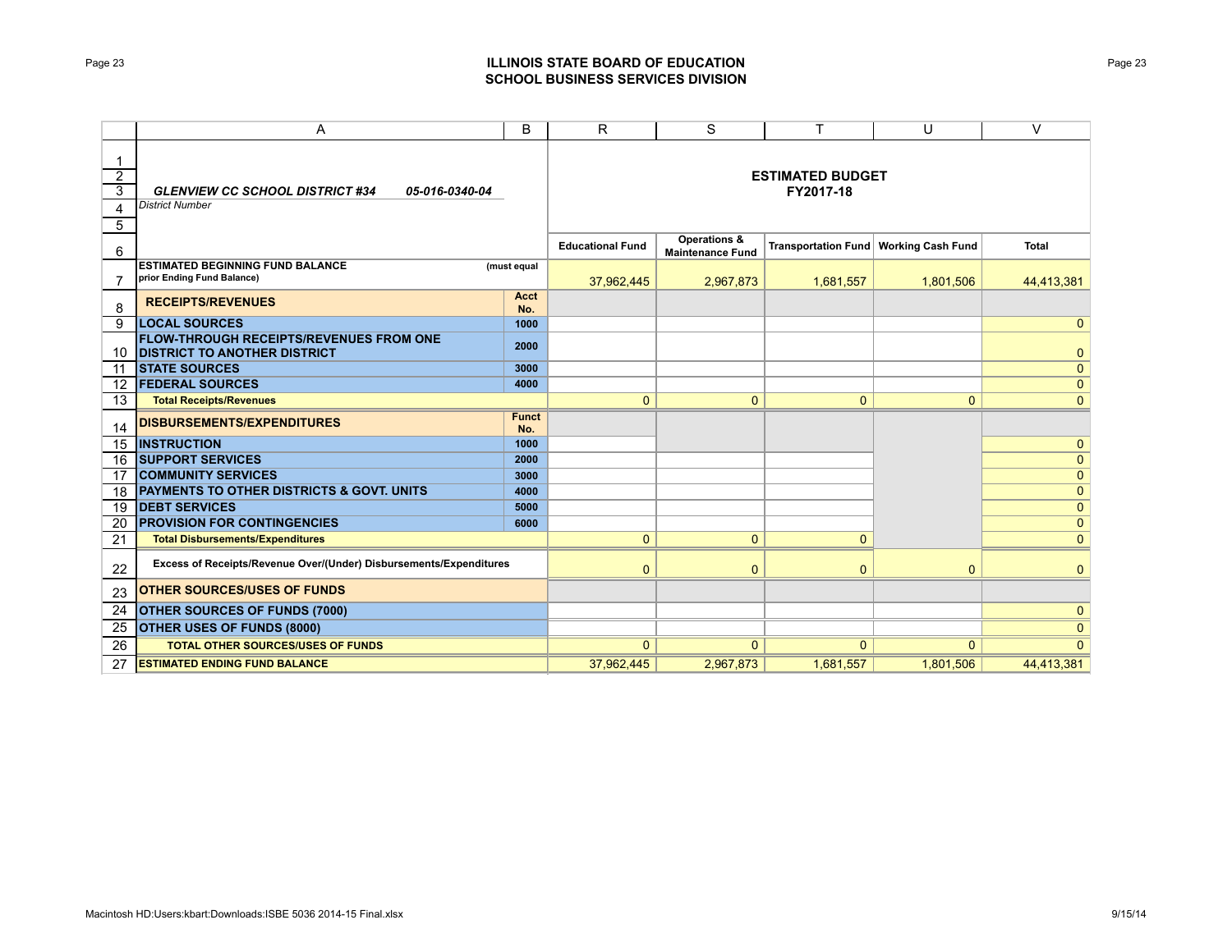# ILLINOIS STATE BOARD OF EDUCATION
## SCHOOL BUSINESS SERVICES DIVISION

| | A | B | R | S | T | U | V |
|---|---|---|---|---|---|---|---|
| 1-5 | *GLENVIEW CC SCHOOL DISTRICT #34* *05-016-0340-04* *District Number* | | **ESTIMATED BUDGET FY2017-18** | | | | |
| 6 | | | **Educational Fund** | **Operations & Maintenance Fund** | **Transportation Fund** | **Working Cash Fund** | **Total** |
| 7 | **ESTIMATED BEGINNING FUND BALANCE prior Ending Fund Balance)** | **(must equal** | 37,962,445 | 2,967,873 | 1,681,557 | 1,801,506 | 44,413,381 |
| 8 | **RECEIPTS/REVENUES** | **Acct No.** | | | | | |
| 9 | **LOCAL SOURCES** | **1000** | | | | | 0 |
| 10 | **FLOW-THROUGH RECEIPTS/REVENUES FROM ONE DISTRICT TO ANOTHER DISTRICT** | **2000** | | | | | 0 |
| 11 | **STATE SOURCES** | **3000** | | | | | 0 |
| 12 | **FEDERAL SOURCES** | **4000** | | | | | 0 |
| 13 | **Total Receipts/Revenues** | | 0 | 0 | 0 | 0 | 0 |
| 14 | **DISBURSEMENTS/EXPENDITURES** | **Funct No.** | | | | | |
| 15 | **INSTRUCTION** | **1000** | | | | | 0 |
| 16 | **SUPPORT SERVICES** | **2000** | | | | | 0 |
| 17 | **COMMUNITY SERVICES** | **3000** | | | | | 0 |
| 18 | **PAYMENTS TO OTHER DISTRICTS & GOVT. UNITS** | **4000** | | | | | 0 |
| 19 | **DEBT SERVICES** | **5000** | | | | | 0 |
| 20 | **PROVISION FOR CONTINGENCIES** | **6000** | | | | | 0 |
| 21 | **Total Disbursements/Expenditures** | | 0 | 0 | 0 | | 0 |
| 22 | **Excess of Receipts/Revenue Over/(Under) Disbursements/Expenditures** | | 0 | 0 | 0 | 0 | 0 |
| 23 | **OTHER SOURCES/USES OF FUNDS** | | | | | | |
| 24 | **OTHER SOURCES OF FUNDS (7000)** | | | | | | 0 |
| 25 | **OTHER USES OF FUNDS (8000)** | | | | | | 0 |
| 26 | **TOTAL OTHER SOURCES/USES OF FUNDS** | | 0 | 0 | 0 | 0 | 0 |
| 27 | **ESTIMATED ENDING FUND BALANCE** | | 37,962,445 | 2,967,873 | 1,681,557 | 1,801,506 | 44,413,381 |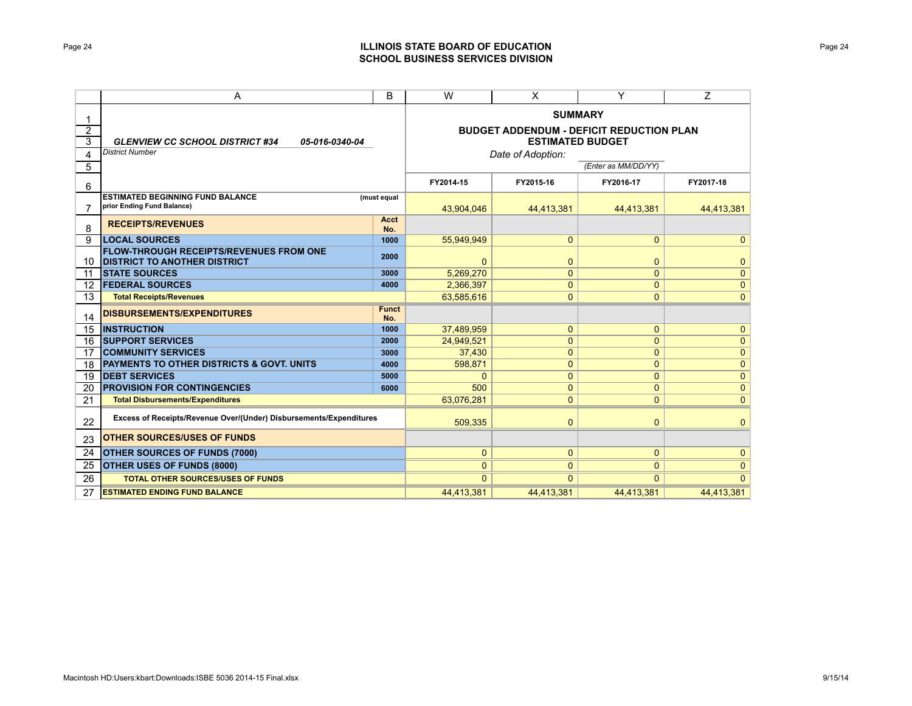## ILLINOIS STATE BOARD OF EDUCATION
## SCHOOL BUSINESS SERVICES DIVISION

**GLENVIEW CC SCHOOL DISTRICT #34** 05-016-0340-04
*District Number*

### SUMMARY
### BUDGET ADDENDUM - DEFICIT REDUCTION PLAN
### ESTIMATED BUDGET

*Date of Adoption:* ____________ *(Enter as MM/DD/YY)*

| | Acct/Funct No. | FY2014-15 | FY2015-16 | FY2016-17 | FY2017-18 |
|---|---|---|---|---|---|
| **ESTIMATED BEGINNING FUND BALANCE** (must equal prior Ending Fund Balance) | | 43,904,046 | 44,413,381 | 44,413,381 | 44,413,381 |
| **RECEIPTS/REVENUES** | **Acct No.** | | | | |
| **LOCAL SOURCES** | 1000 | 55,949,949 | 0 | 0 | 0 |
| **FLOW-THROUGH RECEIPTS/REVENUES FROM ONE DISTRICT TO ANOTHER DISTRICT** | 2000 | 0 | 0 | 0 | 0 |
| **STATE SOURCES** | 3000 | 5,269,270 | 0 | 0 | 0 |
| **FEDERAL SOURCES** | 4000 | 2,366,397 | 0 | 0 | 0 |
| **Total Receipts/Revenues** | | 63,585,616 | 0 | 0 | 0 |
| **DISBURSEMENTS/EXPENDITURES** | **Funct No.** | | | | |
| **INSTRUCTION** | 1000 | 37,489,959 | 0 | 0 | 0 |
| **SUPPORT SERVICES** | 2000 | 24,949,521 | 0 | 0 | 0 |
| **COMMUNITY SERVICES** | 3000 | 37,430 | 0 | 0 | 0 |
| **PAYMENTS TO OTHER DISTRICTS & GOVT. UNITS** | 4000 | 598,871 | 0 | 0 | 0 |
| **DEBT SERVICES** | 5000 | 0 | 0 | 0 | 0 |
| **PROVISION FOR CONTINGENCIES** | 6000 | 500 | 0 | 0 | 0 |
| **Total Disbursements/Expenditures** | | 63,076,281 | 0 | 0 | 0 |
| **Excess of Receipts/Revenue Over/(Under) Disbursements/Expenditures** | | 509,335 | 0 | 0 | 0 |
| **OTHER SOURCES/USES OF FUNDS** | | | | | |
| **OTHER SOURCES OF FUNDS (7000)** | | 0 | 0 | 0 | 0 |
| **OTHER USES OF FUNDS (8000)** | | 0 | 0 | 0 | 0 |
| **TOTAL OTHER SOURCES/USES OF FUNDS** | | 0 | 0 | 0 | 0 |
| **ESTIMATED ENDING FUND BALANCE** | | 44,413,381 | 44,413,381 | 44,413,381 | 44,413,381 |

Macintosh HD:Users:kbart:Downloads:ISBE 5036 2014-15 Final.xlsx 9/15/14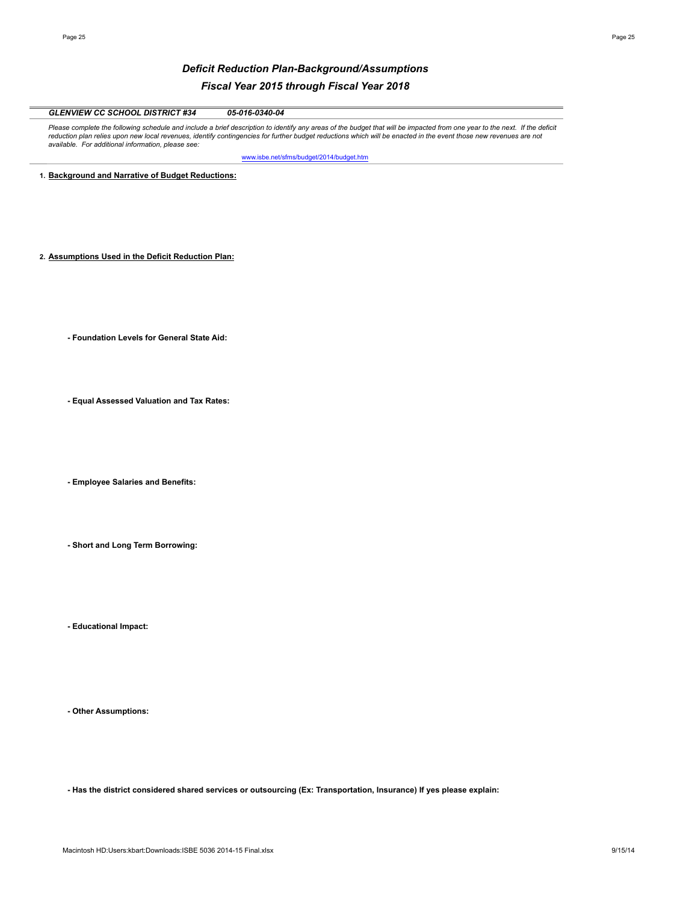# *Deficit Reduction Plan-Background/Assumptions*

## *Fiscal Year 2015 through Fiscal Year 2018*

***GLENVIEW CC SCHOOL DISTRICT #34*** ***05-016-0340-04***

*Please complete the following schedule and include a brief description to identify any areas of the budget that will be impacted from one year to the next. If the deficit reduction plan relies upon new local revenues, identify contingencies for further budget reductions which will be enacted in the event those new revenues are not available. For additional information, please see:*

www.isbe.net/sfms/budget/2014/budget.htm

**1. Background and Narrative of Budget Reductions:**

**2. Assumptions Used in the Deficit Reduction Plan:**

**- Foundation Levels for General State Aid:**

**- Equal Assessed Valuation and Tax Rates:**

**- Employee Salaries and Benefits:**

**- Short and Long Term Borrowing:**

**- Educational Impact:**

**- Other Assumptions:**

**- Has the district considered shared services or outsourcing (Ex: Transportation, Insurance) If yes please explain:**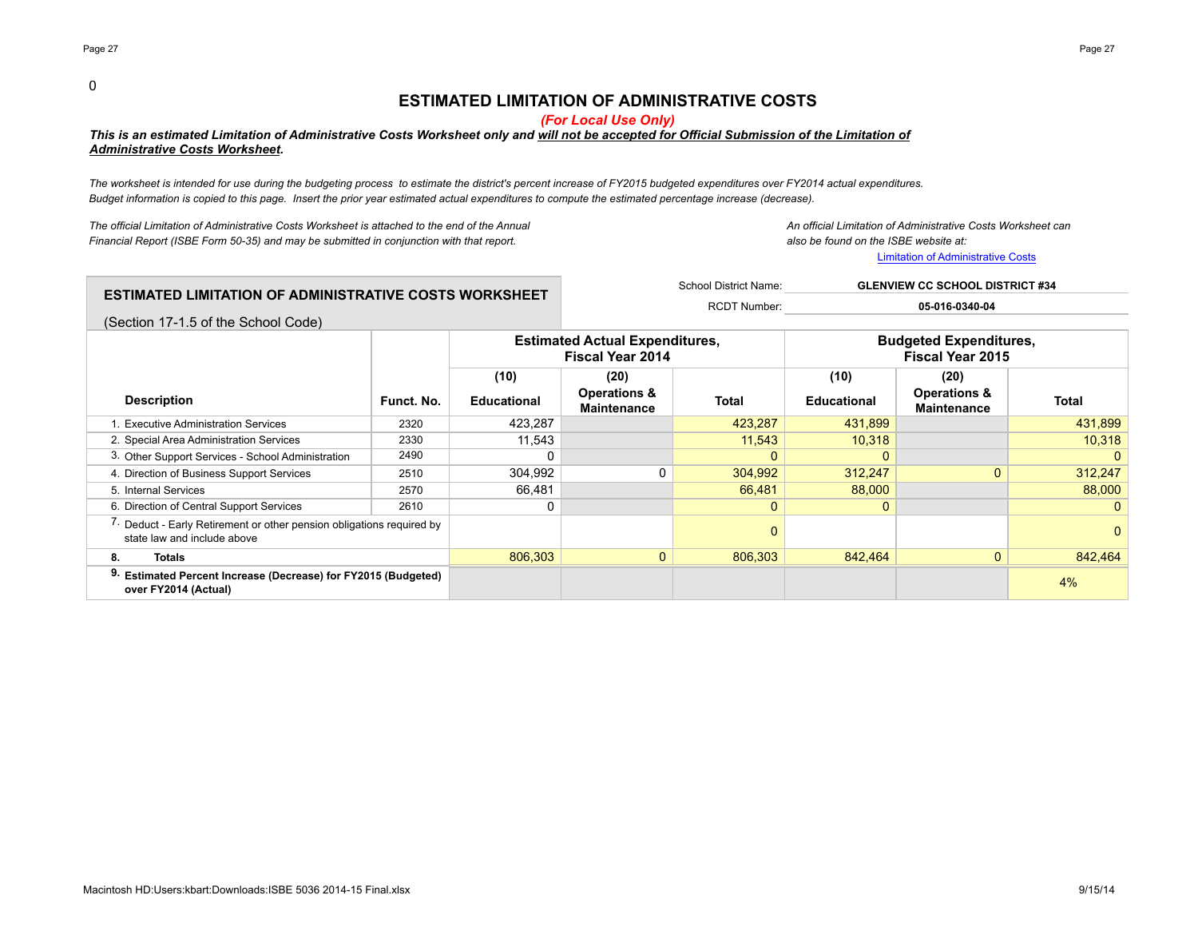0

# ESTIMATED LIMITATION OF ADMINISTRATIVE COSTS

*(For Local Use Only)*

***This is an estimated Limitation of Administrative Costs Worksheet only and will not be accepted for Official Submission of the Limitation of Administrative Costs Worksheet.***

*The worksheet is intended for use during the budgeting process to estimate the district's percent increase of FY2015 budgeted expenditures over FY2014 actual expenditures. Budget information is copied to this page. Insert the prior year estimated actual expenditures to compute the estimated percentage increase (decrease).*

*The official Limitation of Administrative Costs Worksheet is attached to the end of the Annual Financial Report (ISBE Form 50-35) and may be submitted in conjunction with that report.*

*An official Limitation of Administrative Costs Worksheet can also be found on the ISBE website at:*
Limitation of Administrative Costs

## ESTIMATED LIMITATION OF ADMINISTRATIVE COSTS WORKSHEET

(Section 17-1.5 of the School Code)

School District Name: **GLENVIEW CC SCHOOL DISTRICT #34**

RCDT Number: **05-016-0340-04**

| Description | Funct. No. | Estimated Actual Expenditures, Fiscal Year 2014 | | | Budgeted Expenditures, Fiscal Year 2015 | | |
|---|---|---|---|---|---|---|---|
| | | (10) Educational | (20) Operations & Maintenance | Total | (10) Educational | (20) Operations & Maintenance | Total |
| 1. Executive Administration Services | 2320 | 423,287 | | 423,287 | 431,899 | | 431,899 |
| 2. Special Area Administration Services | 2330 | 11,543 | | 11,543 | 10,318 | | 10,318 |
| 3. Other Support Services - School Administration | 2490 | 0 | | 0 | 0 | | 0 |
| 4. Direction of Business Support Services | 2510 | 304,992 | 0 | 304,992 | 312,247 | 0 | 312,247 |
| 5. Internal Services | 2570 | 66,481 | | 66,481 | 88,000 | | 88,000 |
| 6. Direction of Central Support Services | 2610 | 0 | | 0 | 0 | | 0 |
| 7. Deduct - Early Retirement or other pension obligations required by state law and include above | | | | 0 | | | 0 |
| **8. Totals** | | 806,303 | 0 | 806,303 | 842,464 | 0 | 842,464 |
| **9. Estimated Percent Increase (Decrease) for FY2015 (Budgeted) over FY2014 (Actual)** | | | | | | | 4% |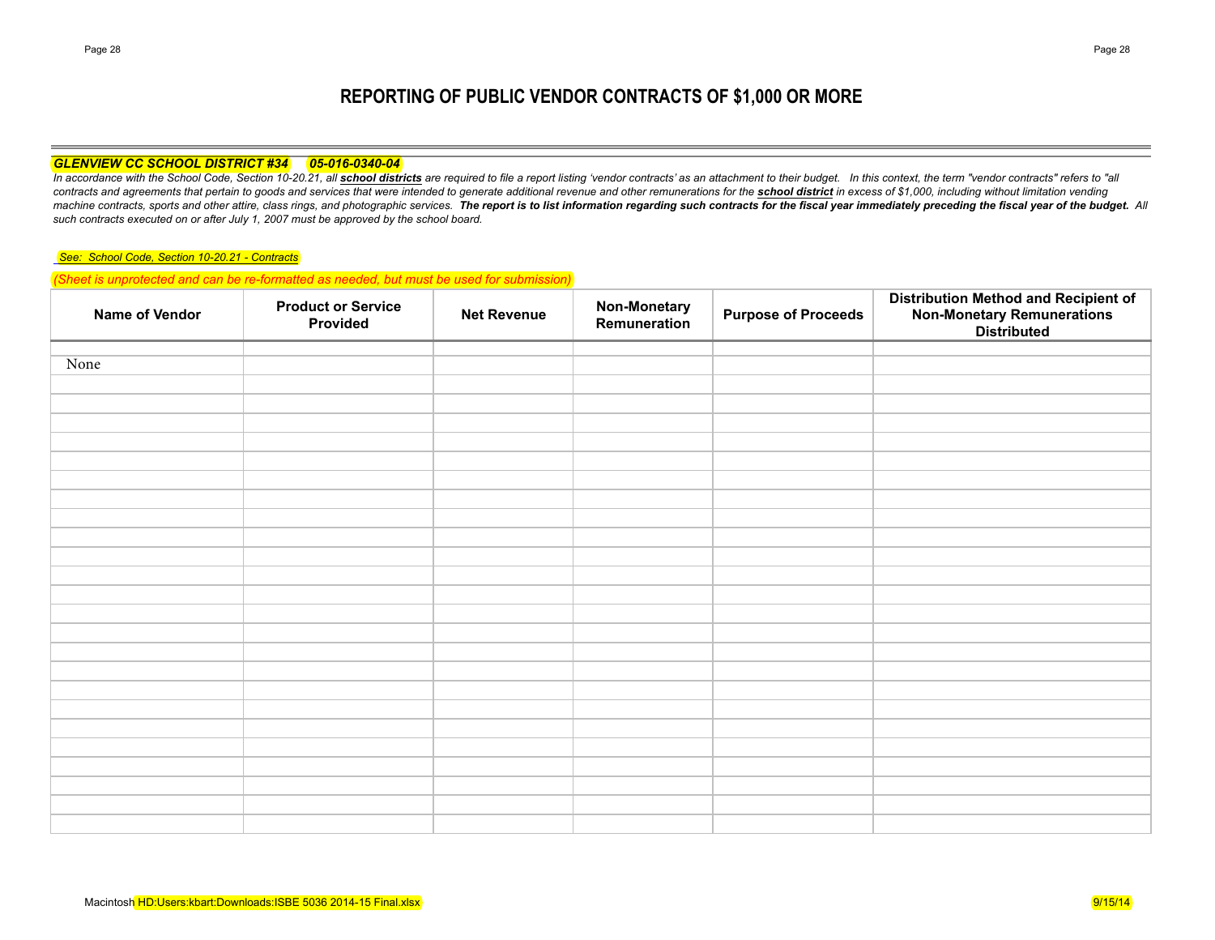# REPORTING OF PUBLIC VENDOR CONTRACTS OF $1,000 OR MORE

***GLENVIEW CC SCHOOL DISTRICT #34  05-016-0340-04***

*In accordance with the School Code, Section 10-20.21, all **school districts** are required to file a report listing 'vendor contracts' as an attachment to their budget. In this context, the term "vendor contracts" refers to "all contracts and agreements that pertain to goods and services that were intended to generate additional revenue and other remunerations for the **school district** in excess of $1,000, including without limitation vending machine contracts, sports and other attire, class rings, and photographic services. **The report is to list information regarding such contracts for the fiscal year immediately preceding the fiscal year of the budget.** All such contracts executed on or after July 1, 2007 must be approved by the school board.*

*See: School Code, Section 10-20.21 - Contracts*

*(Sheet is unprotected and can be re-formatted as needed, but must be used for submission)*

| Name of Vendor | Product or Service Provided | Net Revenue | Non-Monetary Remuneration | Purpose of Proceeds | Distribution Method and Recipient of Non-Monetary Remunerations Distributed |
|---|---|---|---|---|---|
| None | | | | | |

Macintosh HD:Users:kbart:Downloads:ISBE 5036 2014-15 Final.xlsx 9/15/14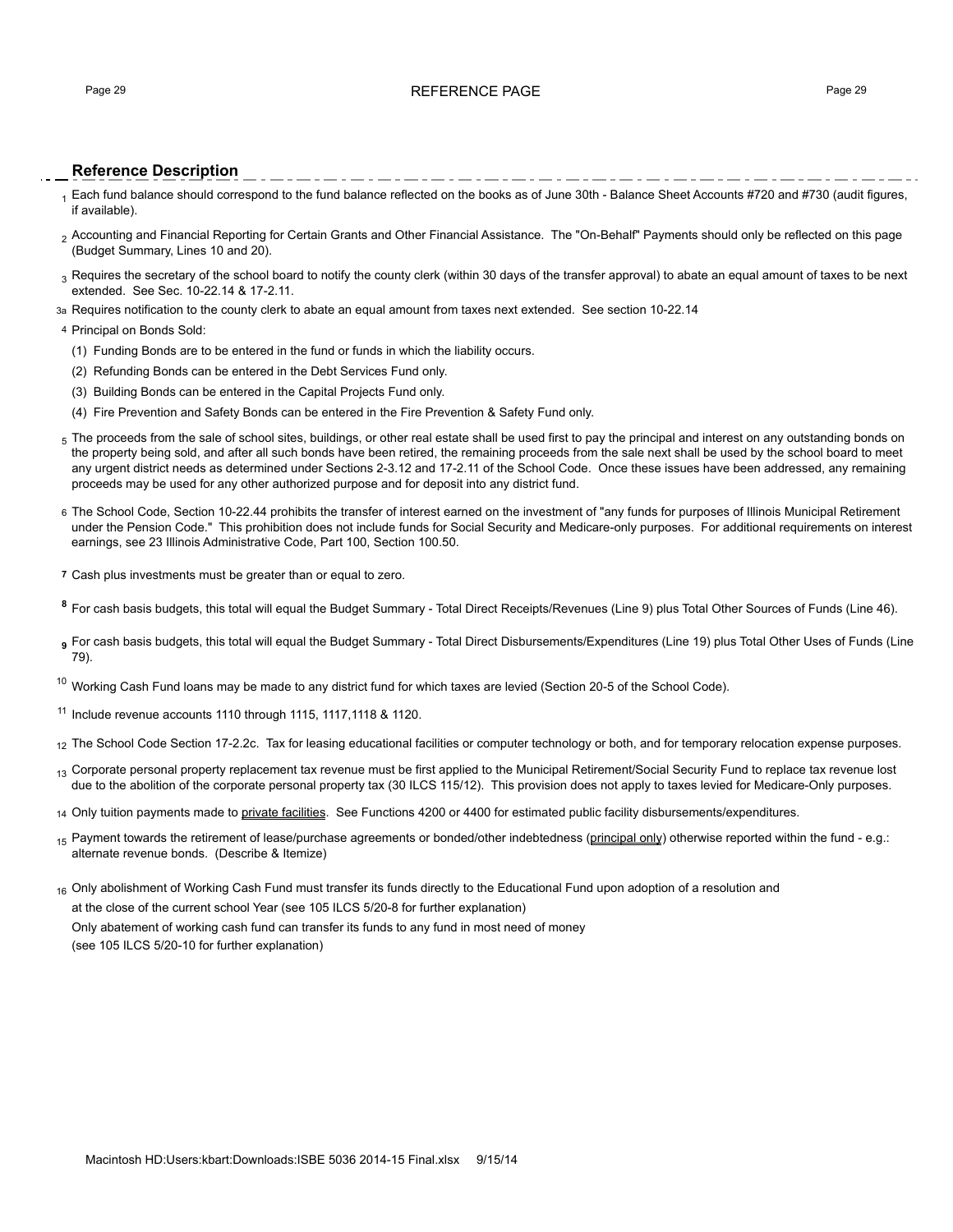# REFERENCE PAGE

## Reference Description

1 Each fund balance should correspond to the fund balance reflected on the books as of June 30th - Balance Sheet Accounts #720 and #730 (audit figures, if available).

2 Accounting and Financial Reporting for Certain Grants and Other Financial Assistance. The "On-Behalf" Payments should only be reflected on this page (Budget Summary, Lines 10 and 20).

3 Requires the secretary of the school board to notify the county clerk (within 30 days of the transfer approval) to abate an equal amount of taxes to be next extended. See Sec. 10-22.14 & 17-2.11.

3a Requires notification to the county clerk to abate an equal amount from taxes next extended. See section 10-22.14

4 Principal on Bonds Sold:

(1) Funding Bonds are to be entered in the fund or funds in which the liability occurs.

(2) Refunding Bonds can be entered in the Debt Services Fund only.

(3) Building Bonds can be entered in the Capital Projects Fund only.

(4) Fire Prevention and Safety Bonds can be entered in the Fire Prevention & Safety Fund only.

5 The proceeds from the sale of school sites, buildings, or other real estate shall be used first to pay the principal and interest on any outstanding bonds on the property being sold, and after all such bonds have been retired, the remaining proceeds from the sale next shall be used by the school board to meet any urgent district needs as determined under Sections 2-3.12 and 17-2.11 of the School Code. Once these issues have been addressed, any remaining proceeds may be used for any other authorized purpose and for deposit into any district fund.

6 The School Code, Section 10-22.44 prohibits the transfer of interest earned on the investment of "any funds for purposes of Illinois Municipal Retirement under the Pension Code." This prohibition does not include funds for Social Security and Medicare-only purposes. For additional requirements on interest earnings, see 23 Illinois Administrative Code, Part 100, Section 100.50.

7 Cash plus investments must be greater than or equal to zero.

8 For cash basis budgets, this total will equal the Budget Summary - Total Direct Receipts/Revenues (Line 9) plus Total Other Sources of Funds (Line 46).

9 For cash basis budgets, this total will equal the Budget Summary - Total Direct Disbursements/Expenditures (Line 19) plus Total Other Uses of Funds (Line 79).

10 Working Cash Fund loans may be made to any district fund for which taxes are levied (Section 20-5 of the School Code).

11 Include revenue accounts 1110 through 1115, 1117,1118 & 1120.

12 The School Code Section 17-2.2c. Tax for leasing educational facilities or computer technology or both, and for temporary relocation expense purposes.

13 Corporate personal property replacement tax revenue must be first applied to the Municipal Retirement/Social Security Fund to replace tax revenue lost due to the abolition of the corporate personal property tax (30 ILCS 115/12). This provision does not apply to taxes levied for Medicare-Only purposes.

14 Only tuition payments made to private facilities. See Functions 4200 or 4400 for estimated public facility disbursements/expenditures.

15 Payment towards the retirement of lease/purchase agreements or bonded/other indebtedness (principal only) otherwise reported within the fund - e.g.: alternate revenue bonds. (Describe & Itemize)

16 Only abolishment of Working Cash Fund must transfer its funds directly to the Educational Fund upon adoption of a resolution and at the close of the current school Year (see 105 ILCS 5/20-8 for further explanation)
Only abatement of working cash fund can transfer its funds to any fund in most need of money
(see 105 ILCS 5/20-10 for further explanation)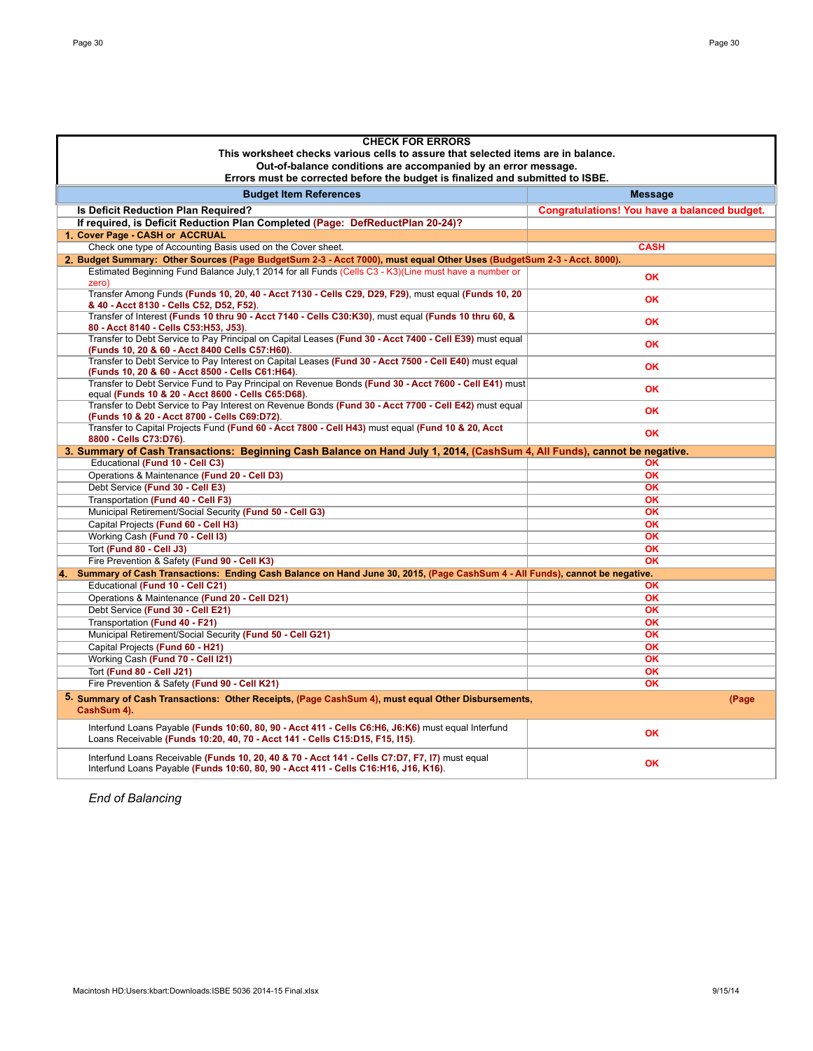## CHECK FOR ERRORS

**This worksheet checks various cells to assure that selected items are in balance.**
**Out-of-balance conditions are accompanied by an error message.**
**Errors must be corrected before the budget is finalized and submitted to ISBE.**

| Budget Item References | Message |
|---|---|
| **Is Deficit Reduction Plan Required?** | **Congratulations! You have a balanced budget.** |
| **If required, is Deficit Reduction Plan Completed (Page: DefReductPlan 20-24)?** | |
| **1. Cover Page - CASH or ACCRUAL** | |
| Check one type of Accounting Basis used on the Cover sheet. | **CASH** |
| **2. Budget Summary: Other Sources (Page BudgetSum 2-3 - Acct 7000), must equal Other Uses (BudgetSum 2-3 - Acct. 8000).** | |
| Estimated Beginning Fund Balance July,1 2014 for all Funds (Cells C3 - K3)(Line must have a number or zero) | **OK** |
| Transfer Among Funds **(Funds 10, 20, 40 - Acct 7130 - Cells C29, D29, F29)**, must equal **(Funds 10, 20 & 40 - Acct 8130 - Cells C52, D52, F52)**. | **OK** |
| Transfer of Interest **(Funds 10 thru 90 - Acct 7140 - Cells C30:K30)**, must equal **(Funds 10 thru 60, & 80 - Acct 8140 - Cells C53:H53, J53)**. | **OK** |
| Transfer to Debt Service to Pay Principal on Capital Leases **(Fund 30 - Acct 7400 - Cell E39)** must equal **(Funds 10, 20 & 60 - Acct 8400 Cells C57:H60)**. | **OK** |
| Transfer to Debt Service to Pay Interest on Capital Leases **(Fund 30 - Acct 7500 - Cell E40)** must equal **(Funds 10, 20 & 60 - Acct 8500 - Cells C61:H64)**. | **OK** |
| Transfer to Debt Service Fund to Pay Principal on Revenue Bonds **(Fund 30 - Acct 7600 - Cell E41)** must equal **(Funds 10 & 20 - Acct 8600 - Cells C65:D68)**. | **OK** |
| Transfer to Debt Service to Pay Interest on Revenue Bonds **(Fund 30 - Acct 7700 - Cell E42)** must equal **(Funds 10 & 20 - Acct 8700 - Cells C69:D72)**. | **OK** |
| Transfer to Capital Projects Fund **(Fund 60 - Acct 7800 - Cell H43)** must equal **(Fund 10 & 20, Acct 8800 - Cells C73:D76)**. | **OK** |
| **3. Summary of Cash Transactions: Beginning Cash Balance on Hand July 1, 2014, (CashSum 4, All Funds), cannot be negative.** | |
| Educational **(Fund 10 - Cell C3)** | **OK** |
| Operations & Maintenance **(Fund 20 - Cell D3)** | **OK** |
| Debt Service **(Fund 30 - Cell E3)** | **OK** |
| Transportation **(Fund 40 - Cell F3)** | **OK** |
| Municipal Retirement/Social Security **(Fund 50 - Cell G3)** | **OK** |
| Capital Projects **(Fund 60 - Cell H3)** | **OK** |
| Working Cash **(Fund 70 - Cell I3)** | **OK** |
| Tort **(Fund 80 - Cell J3)** | **OK** |
| Fire Prevention & Safety **(Fund 90 - Cell K3)** | **OK** |
| **4. Summary of Cash Transactions: Ending Cash Balance on Hand June 30, 2015, (Page CashSum 4 - All Funds), cannot be negative.** | |
| Educational **(Fund 10 - Cell C21)** | **OK** |
| Operations & Maintenance **(Fund 20 - Cell D21)** | **OK** |
| Debt Service **(Fund 30 - Cell E21)** | **OK** |
| Transportation **(Fund 40 - F21)** | **OK** |
| Municipal Retirement/Social Security **(Fund 50 - Cell G21)** | **OK** |
| Capital Projects **(Fund 60 - H21)** | **OK** |
| Working Cash **(Fund 70 - Cell I21)** | **OK** |
| Tort **(Fund 80 - Cell J21)** | **OK** |
| Fire Prevention & Safety **(Fund 90 - Cell K21)** | **OK** |
| **5. Summary of Cash Transactions: Other Receipts, (Page CashSum 4), must equal Other Disbursements, (Page CashSum 4).** | |
| Interfund Loans Payable **(Funds 10:60, 80, 90 - Acct 411 - Cells C6:H6, J6:K6)** must equal Interfund Loans Receivable **(Funds 10:20, 40, 70 - Acct 141 - Cells C15:D15, F15, I15)**. | **OK** |
| Interfund Loans Receivable **(Funds 10, 20, 40 & 70 - Acct 141 - Cells C7:D7, F7, I7)** must equal Interfund Loans Payable **(Funds 10:60, 80, 90 - Acct 411 - Cells C16:H16, J16, K16)**. | **OK** |

*End of Balancing*

Macintosh HD:Users:kbart:Downloads:ISBE 5036 2014-15 Final.xlsx 9/15/14